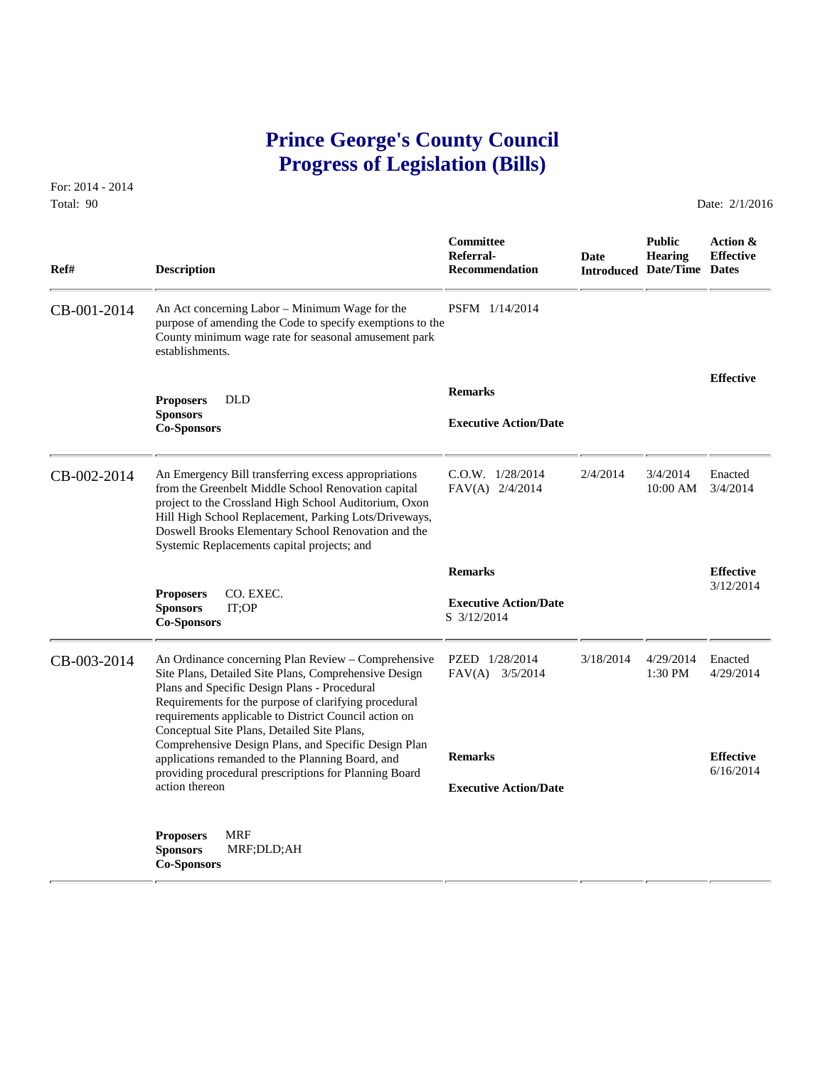# Prince George's County Council
# Progress of Legislation (Bills)

For: 2014 - 2014
Total: 90

Date: 2/1/2016

| Ref# | Description | Committee Referral-Recommendation | Date Introduced | Public Hearing Date/Time | Action & Effective Dates |
|---|---|---|---|---|---|
| CB-001-2014 | An Act concerning Labor – Minimum Wage for the purpose of amending the Code to specify exemptions to the County minimum wage rate for seasonal amusement park establishments. | PSFM 1/14/2014 | | | |
| | **Proposers** DLD<br>**Sponsors**<br>**Co-Sponsors** | **Remarks**<br><br>**Executive Action/Date** | | | **Effective** |
| CB-002-2014 | An Emergency Bill transferring excess appropriations from the Greenbelt Middle School Renovation capital project to the Crossland High School Auditorium, Oxon Hill High School Replacement, Parking Lots/Driveways, Doswell Brooks Elementary School Renovation and the Systemic Replacements capital projects; and | C.O.W. 1/28/2014<br>FAV(A) 2/4/2014 | 2/4/2014 | 3/4/2014 10:00 AM | Enacted 3/4/2014 |
| | **Proposers** CO. EXEC.<br>**Sponsors** IT;OP<br>**Co-Sponsors** | **Remarks**<br><br>**Executive Action/Date**<br>S 3/12/2014 | | | **Effective** 3/12/2014 |
| CB-003-2014 | An Ordinance concerning Plan Review – Comprehensive Site Plans, Detailed Site Plans, Comprehensive Design Plans and Specific Design Plans - Procedural Requirements for the purpose of clarifying procedural requirements applicable to District Council action on Conceptual Site Plans, Detailed Site Plans, Comprehensive Design Plans, and Specific Design Plan applications remanded to the Planning Board, and providing procedural prescriptions for Planning Board action thereon | PZED 1/28/2014<br>FAV(A) 3/5/2014 | 3/18/2014 | 4/29/2014 1:30 PM | Enacted 4/29/2014 |
| | **Proposers** MRF<br>**Sponsors** MRF;DLD;AH<br>**Co-Sponsors** | **Remarks**<br><br>**Executive Action/Date** | | | **Effective** 6/16/2014 |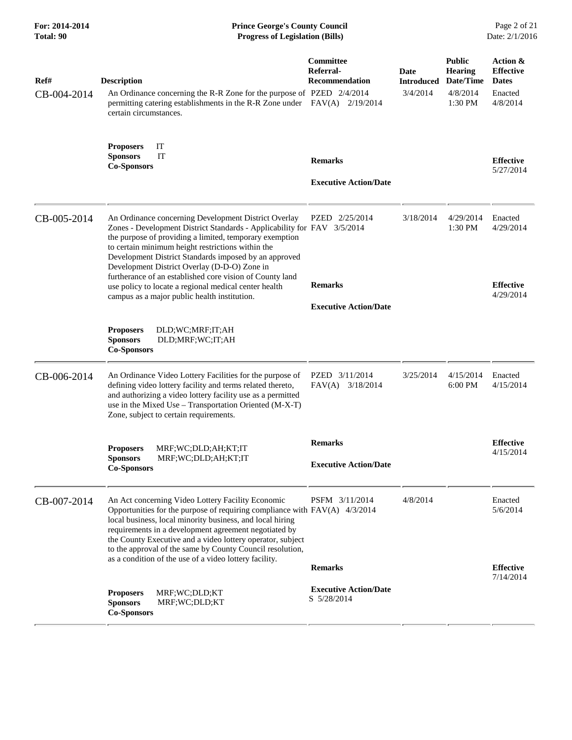| Ref# | Description | Committee Referral-Recommendation | Date Introduced | Public Hearing Date/Time | Action & Effective Dates |
|---|---|---|---|---|---|
| CB-004-2014 | An Ordinance concerning the R-R Zone for the purpose of permitting catering establishments in the R-R Zone under certain circumstances.<br><br>**Proposers** IT<br>**Sponsors** IT<br>**Co-Sponsors** | PZED 2/4/2014<br>FAV(A) 2/19/2014<br><br>**Remarks**<br><br>**Executive Action/Date** | 3/4/2014 | 4/8/2014<br>1:30 PM | Enacted<br>4/8/2014<br><br>**Effective**<br>5/27/2014 |
| CB-005-2014 | An Ordinance concerning Development District Overlay Zones - Development District Standards - Applicability for the purpose of providing a limited, temporary exemption to certain minimum height restrictions within the Development District Standards imposed by an approved Development District Overlay (D-D-O) Zone in furtherance of an established core vision of County land use policy to locate a regional medical center health campus as a major public health institution.<br><br>**Proposers** DLD;WC;MRF;IT;AH<br>**Sponsors** DLD;MRF;WC;IT;AH<br>**Co-Sponsors** | PZED 2/25/2014<br>FAV 3/5/2014<br><br>**Remarks**<br><br>**Executive Action/Date** | 3/18/2014 | 4/29/2014<br>1:30 PM | Enacted<br>4/29/2014<br><br>**Effective**<br>4/29/2014 |
| CB-006-2014 | An Ordinance Video Lottery Facilities for the purpose of defining video lottery facility and terms related thereto, and authorizing a video lottery facility use as a permitted use in the Mixed Use – Transportation Oriented (M-X-T) Zone, subject to certain requirements.<br><br>**Proposers** MRF;WC;DLD;AH;KT;IT<br>**Sponsors** MRF;WC;DLD;AH;KT;IT<br>**Co-Sponsors** | PZED 3/11/2014<br>FAV(A) 3/18/2014<br><br>**Remarks**<br><br>**Executive Action/Date** | 3/25/2014 | 4/15/2014<br>6:00 PM | Enacted<br>4/15/2014<br><br>**Effective**<br>4/15/2014 |
| CB-007-2014 | An Act concerning Video Lottery Facility Economic Opportunities for the purpose of requiring compliance with local business, local minority business, and local hiring requirements in a development agreement negotiated by the County Executive and a video lottery operator, subject to the approval of the same by County Council resolution, as a condition of the use of a video lottery facility.<br><br>**Proposers** MRF;WC;DLD;KT<br>**Sponsors** MRF;WC;DLD;KT<br>**Co-Sponsors** | PSFM 3/11/2014<br>FAV(A) 4/3/2014<br><br>**Remarks**<br><br>**Executive Action/Date**<br>S 5/28/2014 | 4/8/2014 | | Enacted<br>5/6/2014<br><br>**Effective**<br>7/14/2014 |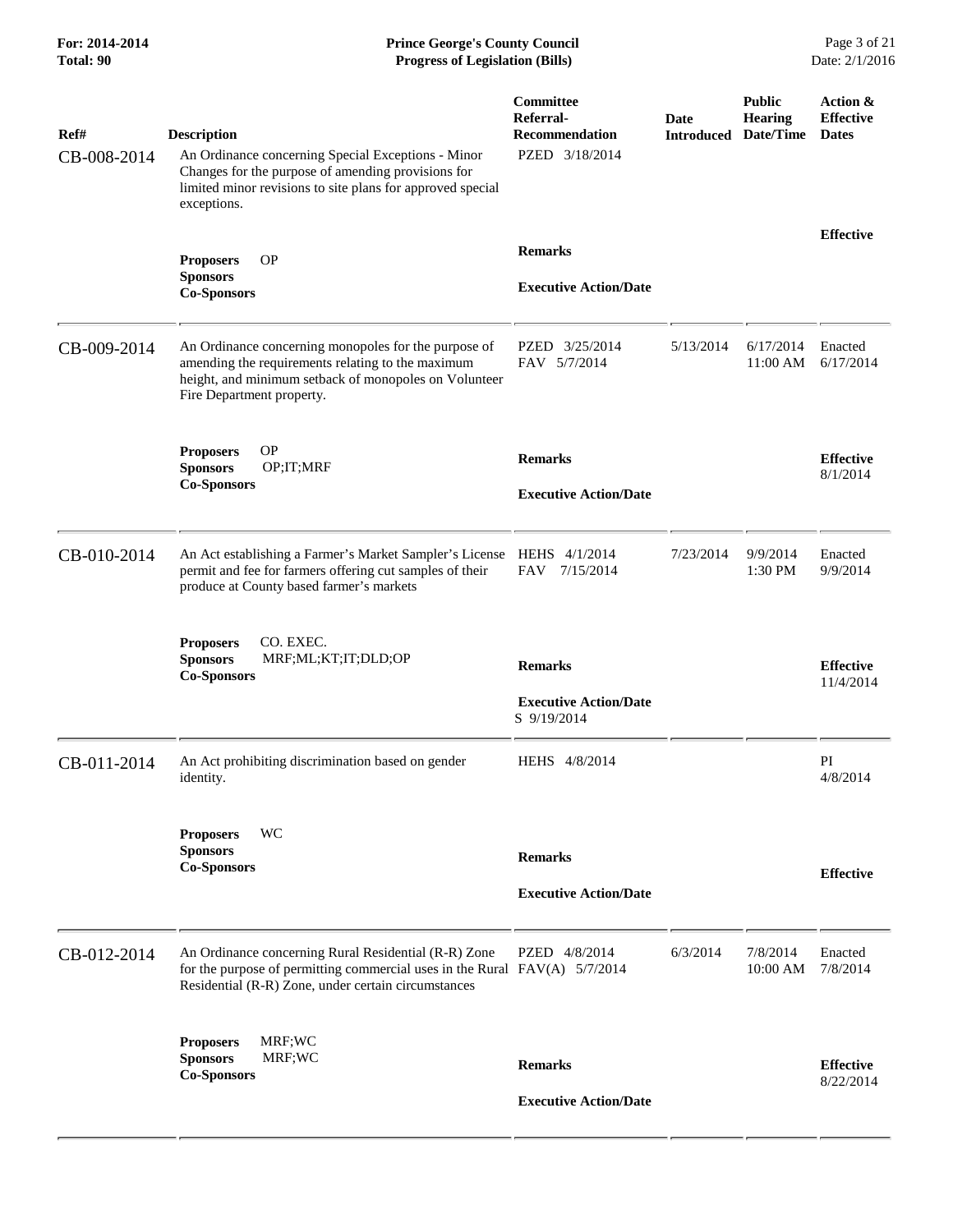| Ref# | Description | Committee Referral-Recommendation | Date Introduced | Public Hearing Date/Time | Action & Effective Dates |
|---|---|---|---|---|---|
| CB-008-2014 | An Ordinance concerning Special Exceptions - Minor Changes for the purpose of amending provisions for limited minor revisions to site plans for approved special exceptions. | PZED 3/18/2014 | | | |
| | **Proposers** OP<br>**Sponsors**<br>**Co-Sponsors** | **Remarks**<br><br>**Executive Action/Date** | | | **Effective** |
| CB-009-2014 | An Ordinance concerning monopoles for the purpose of amending the requirements relating to the maximum height, and minimum setback of monopoles on Volunteer Fire Department property. | PZED 3/25/2014<br>FAV 5/7/2014 | 5/13/2014 | 6/17/2014<br>11:00 AM | Enacted<br>6/17/2014 |
| | **Proposers** OP<br>**Sponsors** OP;IT;MRF<br>**Co-Sponsors** | **Remarks**<br><br>**Executive Action/Date** | | | **Effective**<br>8/1/2014 |
| CB-010-2014 | An Act establishing a Farmer's Market Sampler's License permit and fee for farmers offering cut samples of their produce at County based farmer's markets | HEHS 4/1/2014<br>FAV 7/15/2014 | 7/23/2014 | 9/9/2014<br>1:30 PM | Enacted<br>9/9/2014 |
| | **Proposers** CO. EXEC.<br>**Sponsors** MRF;ML;KT;IT;DLD;OP<br>**Co-Sponsors** | **Remarks**<br><br>**Executive Action/Date**<br>S 9/19/2014 | | | **Effective**<br>11/4/2014 |
| CB-011-2014 | An Act prohibiting discrimination based on gender identity. | HEHS 4/8/2014 | | | PI<br>4/8/2014 |
| | **Proposers** WC<br>**Sponsors**<br>**Co-Sponsors** | **Remarks**<br><br>**Executive Action/Date** | | | **Effective** |
| CB-012-2014 | An Ordinance concerning Rural Residential (R-R) Zone for the purpose of permitting commercial uses in the Rural Residential (R-R) Zone, under certain circumstances | PZED 4/8/2014<br>FAV(A) 5/7/2014 | 6/3/2014 | 7/8/2014<br>10:00 AM | Enacted<br>7/8/2014 |
| | **Proposers** MRF;WC<br>**Sponsors** MRF;WC<br>**Co-Sponsors** | **Remarks**<br><br>**Executive Action/Date** | | | **Effective**<br>8/22/2014 |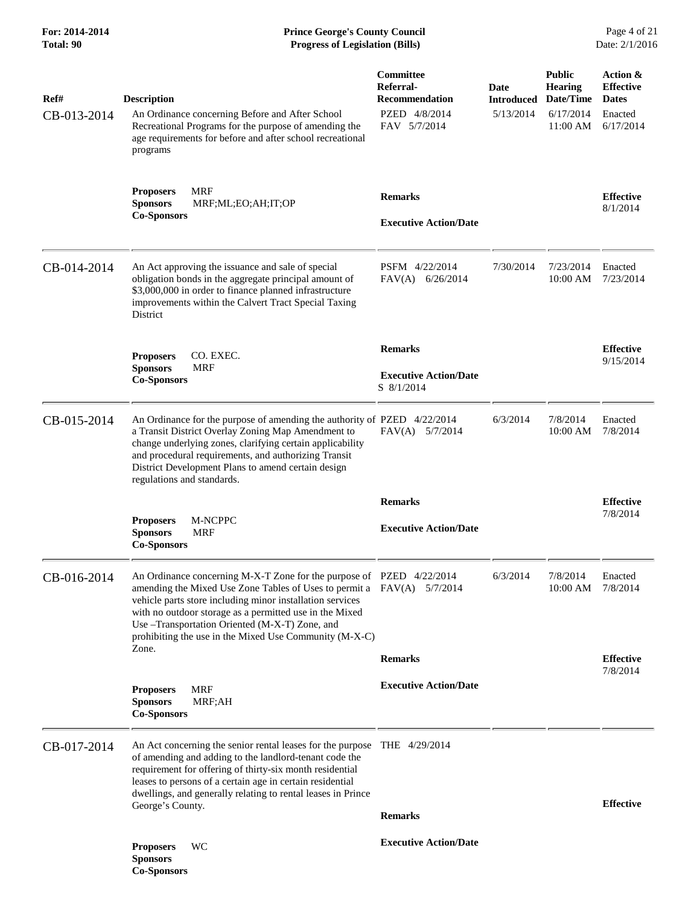| Ref# | Description | Committee Referral-Recommendation | Date Introduced | Public Hearing Date/Time | Action & Effective Dates |
|---|---|---|---|---|---|
| CB-013-2014 | An Ordinance concerning Before and After School Recreational Programs for the purpose of amending the age requirements for before and after school recreational programs | PZED 4/8/2014<br>FAV 5/7/2014 | 5/13/2014 | 6/17/2014<br>11:00 AM | Enacted<br>6/17/2014 |
| | **Proposers** MRF<br>**Sponsors** MRF;ML;EO;AH;IT;OP<br>**Co-Sponsors** | **Remarks**<br><br>**Executive Action/Date** | | | **Effective**<br>8/1/2014 |
| CB-014-2014 | An Act approving the issuance and sale of special obligation bonds in the aggregate principal amount of $3,000,000 in order to finance planned infrastructure improvements within the Calvert Tract Special Taxing District | PSFM 4/22/2014<br>FAV(A) 6/26/2014 | 7/30/2014 | 7/23/2014<br>10:00 AM | Enacted<br>7/23/2014 |
| | **Proposers** CO. EXEC.<br>**Sponsors** MRF<br>**Co-Sponsors** | **Remarks**<br><br>**Executive Action/Date**<br>S 8/1/2014 | | | **Effective**<br>9/15/2014 |
| CB-015-2014 | An Ordinance for the purpose of amending the authority of a Transit District Overlay Zoning Map Amendment to change underlying zones, clarifying certain applicability and procedural requirements, and authorizing Transit District Development Plans to amend certain design regulations and standards. | PZED 4/22/2014<br>FAV(A) 5/7/2014 | 6/3/2014 | 7/8/2014<br>10:00 AM | Enacted<br>7/8/2014 |
| | **Proposers** M-NCPPC<br>**Sponsors** MRF<br>**Co-Sponsors** | **Remarks**<br><br>**Executive Action/Date** | | | **Effective**<br>7/8/2014 |
| CB-016-2014 | An Ordinance concerning M-X-T Zone for the purpose of amending the Mixed Use Zone Tables of Uses to permit a vehicle parts store including minor installation services with no outdoor storage as a permitted use in the Mixed Use –Transportation Oriented (M-X-T) Zone, and prohibiting the use in the Mixed Use Community (M-X-C) Zone. | PZED 4/22/2014<br>FAV(A) 5/7/2014 | 6/3/2014 | 7/8/2014<br>10:00 AM | Enacted<br>7/8/2014 |
| | **Proposers** MRF<br>**Sponsors** MRF;AH<br>**Co-Sponsors** | **Remarks**<br><br>**Executive Action/Date** | | | **Effective**<br>7/8/2014 |
| CB-017-2014 | An Act concerning the senior rental leases for the purpose of amending and adding to the landlord-tenant code the requirement for offering of thirty-six month residential leases to persons of a certain age in certain residential dwellings, and generally relating to rental leases in Prince George's County. | THE 4/29/2014 | | | |
| | **Proposers** WC<br>**Sponsors**<br>**Co-Sponsors** | **Remarks**<br><br>**Executive Action/Date** | | | **Effective** |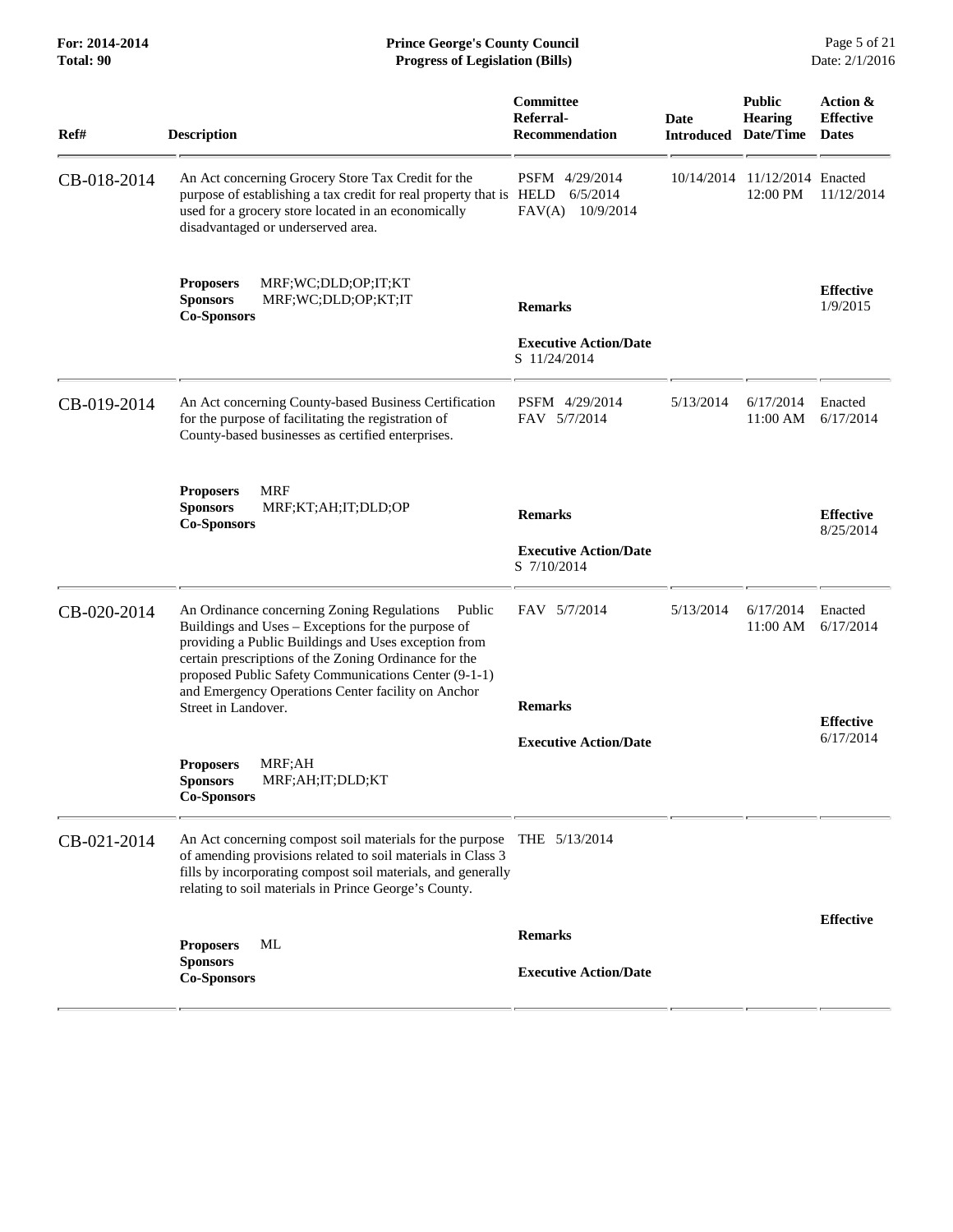| Ref# | Description | Committee Referral-Recommendation | Date Introduced | Public Hearing Date/Time | Action & Effective Dates |
|---|---|---|---|---|---|
| CB-018-2014 | An Act concerning Grocery Store Tax Credit for the purpose of establishing a tax credit for real property that is used for a grocery store located in an economically disadvantaged or underserved area.<br><br>**Proposers** MRF;WC;DLD;OP;IT;KT<br>**Sponsors** MRF;WC;DLD;OP;KT;IT<br>**Co-Sponsors** | PSFM 4/29/2014<br>HELD 6/5/2014<br>FAV(A) 10/9/2014<br><br>**Remarks**<br><br>**Executive Action/Date**<br>S 11/24/2014 | 10/14/2014 | 11/12/2014<br>12:00 PM | Enacted<br>11/12/2014<br><br>**Effective**<br>1/9/2015 |
| CB-019-2014 | An Act concerning County-based Business Certification for the purpose of facilitating the registration of County-based businesses as certified enterprises.<br><br>**Proposers** MRF<br>**Sponsors** MRF;KT;AH;IT;DLD;OP<br>**Co-Sponsors** | PSFM 4/29/2014<br>FAV 5/7/2014<br><br>**Remarks**<br><br>**Executive Action/Date**<br>S 7/10/2014 | 5/13/2014 | 6/17/2014<br>11:00 AM | Enacted<br>6/17/2014<br><br>**Effective**<br>8/25/2014 |
| CB-020-2014 | An Ordinance concerning Zoning Regulations Public Buildings and Uses – Exceptions for the purpose of providing a Public Buildings and Uses exception from certain prescriptions of the Zoning Ordinance for the proposed Public Safety Communications Center (9-1-1) and Emergency Operations Center facility on Anchor Street in Landover.<br><br>**Proposers** MRF;AH<br>**Sponsors** MRF;AH;IT;DLD;KT<br>**Co-Sponsors** | FAV 5/7/2014<br><br>**Remarks**<br><br>**Executive Action/Date** | 5/13/2014 | 6/17/2014<br>11:00 AM | Enacted<br>6/17/2014<br><br>**Effective**<br>6/17/2014 |
| CB-021-2014 | An Act concerning compost soil materials for the purpose of amending provisions related to soil materials in Class 3 fills by incorporating compost soil materials, and generally relating to soil materials in Prince George's County.<br><br>**Proposers** ML<br>**Sponsors**<br>**Co-Sponsors** | THE 5/13/2014<br><br>**Remarks**<br><br>**Executive Action/Date** | | | **Effective** |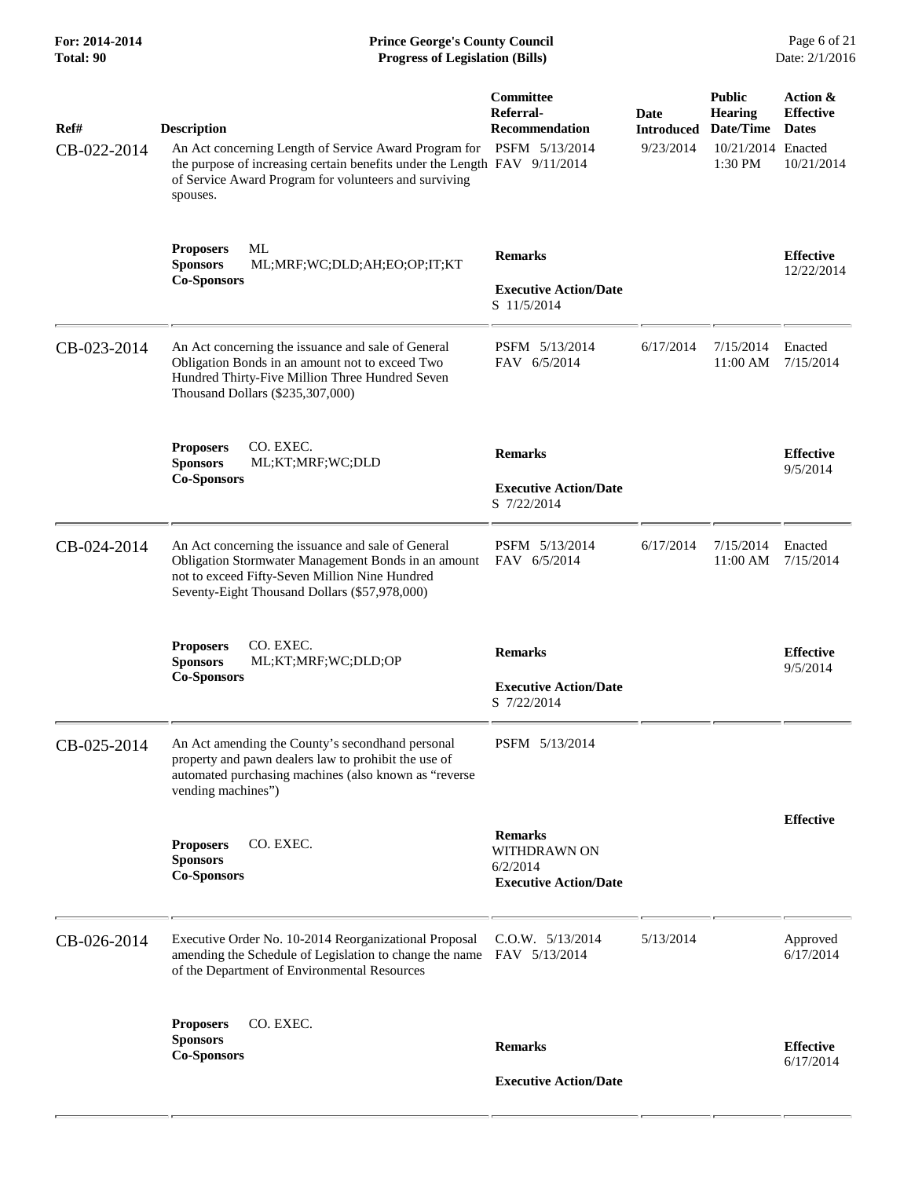| Ref# | Description | Committee Referral-Recommendation | Date Introduced | Public Hearing Date/Time | Action & Effective Dates |
|---|---|---|---|---|---|
| CB-022-2014 | An Act concerning Length of Service Award Program for the purpose of increasing certain benefits under the Length of Service Award Program for volunteers and surviving spouses. | PSFM 5/13/2014<br>FAV 9/11/2014 | 9/23/2014 | 10/21/2014<br>1:30 PM | Enacted<br>10/21/2014 |
| | **Proposers** ML<br>**Sponsors** ML;MRF;WC;DLD;AH;EO;OP;IT;KT<br>**Co-Sponsors** | **Remarks**<br><br>**Executive Action/Date**<br>S 11/5/2014 | | | **Effective**<br>12/22/2014 |
| CB-023-2014 | An Act concerning the issuance and sale of General Obligation Bonds in an amount not to exceed Two Hundred Thirty-Five Million Three Hundred Seven Thousand Dollars ($235,307,000) | PSFM 5/13/2014<br>FAV 6/5/2014 | 6/17/2014 | 7/15/2014<br>11:00 AM | Enacted<br>7/15/2014 |
| | **Proposers** CO. EXEC.<br>**Sponsors** ML;KT;MRF;WC;DLD<br>**Co-Sponsors** | **Remarks**<br><br>**Executive Action/Date**<br>S 7/22/2014 | | | **Effective**<br>9/5/2014 |
| CB-024-2014 | An Act concerning the issuance and sale of General Obligation Stormwater Management Bonds in an amount not to exceed Fifty-Seven Million Nine Hundred Seventy-Eight Thousand Dollars ($57,978,000) | PSFM 5/13/2014<br>FAV 6/5/2014 | 6/17/2014 | 7/15/2014<br>11:00 AM | Enacted<br>7/15/2014 |
| | **Proposers** CO. EXEC.<br>**Sponsors** ML;KT;MRF;WC;DLD;OP<br>**Co-Sponsors** | **Remarks**<br><br>**Executive Action/Date**<br>S 7/22/2014 | | | **Effective**<br>9/5/2014 |
| CB-025-2014 | An Act amending the County's secondhand personal property and pawn dealers law to prohibit the use of automated purchasing machines (also known as "reverse vending machines") | PSFM 5/13/2014 | | | |
| | **Proposers** CO. EXEC.<br>**Sponsors**<br>**Co-Sponsors** | **Remarks**<br>WITHDRAWN ON 6/2/2014<br>**Executive Action/Date** | | | **Effective** |
| CB-026-2014 | Executive Order No. 10-2014 Reorganizational Proposal amending the Schedule of Legislation to change the name of the Department of Environmental Resources | C.O.W. 5/13/2014<br>FAV 5/13/2014 | 5/13/2014 | | Approved<br>6/17/2014 |
| | **Proposers** CO. EXEC.<br>**Sponsors**<br>**Co-Sponsors** | **Remarks**<br><br>**Executive Action/Date** | | | **Effective**<br>6/17/2014 |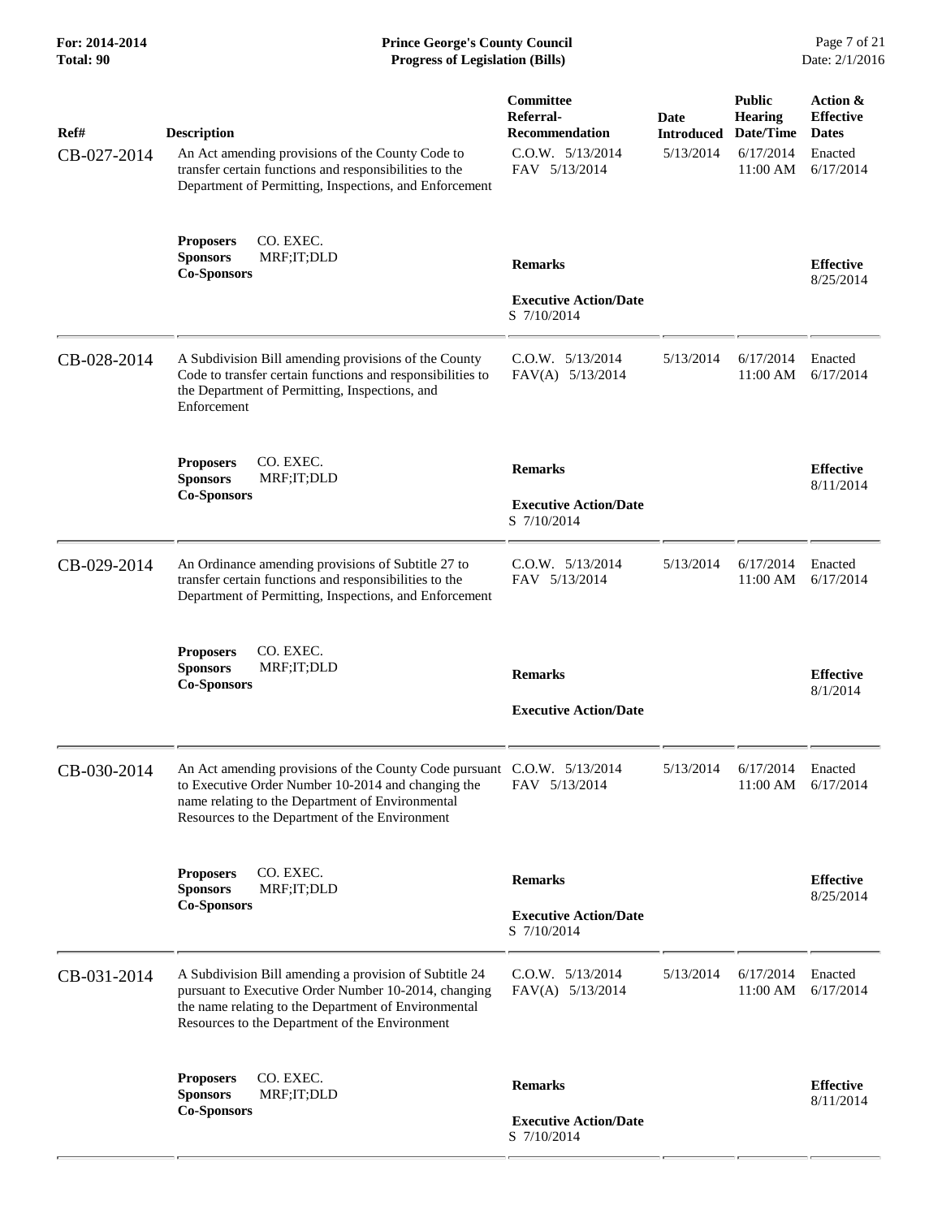| Ref# | Description | Committee Referral-Recommendation | Date Introduced | Public Hearing Date/Time | Action & Effective Dates |
|---|---|---|---|---|---|
| CB-027-2014 | An Act amending provisions of the County Code to transfer certain functions and responsibilities to the Department of Permitting, Inspections, and Enforcement | C.O.W. 5/13/2014<br>FAV 5/13/2014 | 5/13/2014 | 6/17/2014<br>11:00 AM | Enacted<br>6/17/2014 |
| | **Proposers** CO. EXEC.<br>**Sponsors** MRF;IT;DLD<br>**Co-Sponsors** | **Remarks**<br><br>**Executive Action/Date**<br>S 7/10/2014 | | | **Effective**<br>8/25/2014 |
| CB-028-2014 | A Subdivision Bill amending provisions of the County Code to transfer certain functions and responsibilities to the Department of Permitting, Inspections, and Enforcement | C.O.W. 5/13/2014<br>FAV(A) 5/13/2014 | 5/13/2014 | 6/17/2014<br>11:00 AM | Enacted<br>6/17/2014 |
| | **Proposers** CO. EXEC.<br>**Sponsors** MRF;IT;DLD<br>**Co-Sponsors** | **Remarks**<br><br>**Executive Action/Date**<br>S 7/10/2014 | | | **Effective**<br>8/11/2014 |
| CB-029-2014 | An Ordinance amending provisions of Subtitle 27 to transfer certain functions and responsibilities to the Department of Permitting, Inspections, and Enforcement | C.O.W. 5/13/2014<br>FAV 5/13/2014 | 5/13/2014 | 6/17/2014<br>11:00 AM | Enacted<br>6/17/2014 |
| | **Proposers** CO. EXEC.<br>**Sponsors** MRF;IT;DLD<br>**Co-Sponsors** | **Remarks**<br><br>**Executive Action/Date** | | | **Effective**<br>8/1/2014 |
| CB-030-2014 | An Act amending provisions of the County Code pursuant to Executive Order Number 10-2014 and changing the name relating to the Department of Environmental Resources to the Department of the Environment | C.O.W. 5/13/2014<br>FAV 5/13/2014 | 5/13/2014 | 6/17/2014<br>11:00 AM | Enacted<br>6/17/2014 |
| | **Proposers** CO. EXEC.<br>**Sponsors** MRF;IT;DLD<br>**Co-Sponsors** | **Remarks**<br><br>**Executive Action/Date**<br>S 7/10/2014 | | | **Effective**<br>8/25/2014 |
| CB-031-2014 | A Subdivision Bill amending a provision of Subtitle 24 pursuant to Executive Order Number 10-2014, changing the name relating to the Department of Environmental Resources to the Department of the Environment | C.O.W. 5/13/2014<br>FAV(A) 5/13/2014 | 5/13/2014 | 6/17/2014<br>11:00 AM | Enacted<br>6/17/2014 |
| | **Proposers** CO. EXEC.<br>**Sponsors** MRF;IT;DLD<br>**Co-Sponsors** | **Remarks**<br><br>**Executive Action/Date**<br>S 7/10/2014 | | | **Effective**<br>8/11/2014 |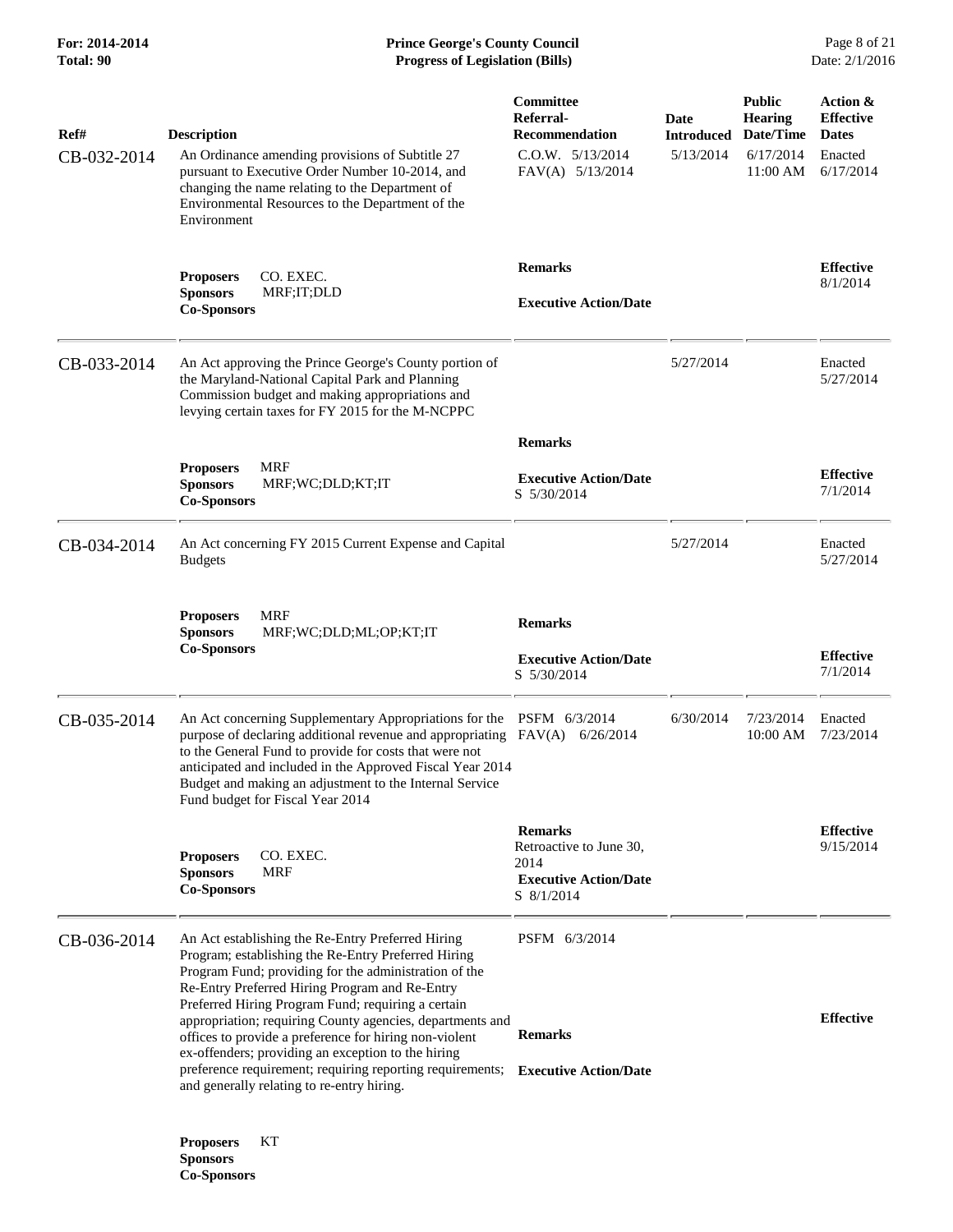| Ref# | Description | Committee Referral-Recommendation | Date Introduced | Public Hearing Date/Time | Action & Effective Dates |
|---|---|---|---|---|---|
| CB-032-2014 | An Ordinance amending provisions of Subtitle 27 pursuant to Executive Order Number 10-2014, and changing the name relating to the Department of Environmental Resources to the Department of the Environment | C.O.W. 5/13/2014<br>FAV(A) 5/13/2014 | 5/13/2014 | 6/17/2014<br>11:00 AM | Enacted<br>6/17/2014 |
| | **Proposers** CO. EXEC.<br>**Sponsors** MRF;IT;DLD<br>**Co-Sponsors** | **Remarks**<br><br>**Executive Action/Date** | | | **Effective**<br>8/1/2014 |
| CB-033-2014 | An Act approving the Prince George's County portion of the Maryland-National Capital Park and Planning Commission budget and making appropriations and levying certain taxes for FY 2015 for the M-NCPPC | | 5/27/2014 | | Enacted<br>5/27/2014 |
| | **Proposers** MRF<br>**Sponsors** MRF;WC;DLD;KT;IT<br>**Co-Sponsors** | **Remarks**<br><br>**Executive Action/Date**<br>S 5/30/2014 | | | **Effective**<br>7/1/2014 |
| CB-034-2014 | An Act concerning FY 2015 Current Expense and Capital Budgets | | 5/27/2014 | | Enacted<br>5/27/2014 |
| | **Proposers** MRF<br>**Sponsors** MRF;WC;DLD;ML;OP;KT;IT<br>**Co-Sponsors** | **Remarks**<br><br>**Executive Action/Date**<br>S 5/30/2014 | | | **Effective**<br>7/1/2014 |
| CB-035-2014 | An Act concerning Supplementary Appropriations for the purpose of declaring additional revenue and appropriating to the General Fund to provide for costs that were not anticipated and included in the Approved Fiscal Year 2014 Budget and making an adjustment to the Internal Service Fund budget for Fiscal Year 2014 | PSFM 6/3/2014<br>FAV(A) 6/26/2014 | 6/30/2014 | 7/23/2014<br>10:00 AM | Enacted<br>7/23/2014 |
| | **Proposers** CO. EXEC.<br>**Sponsors** MRF<br>**Co-Sponsors** | **Remarks**<br>Retroactive to June 30, 2014<br>**Executive Action/Date**<br>S 8/1/2014 | | | **Effective**<br>9/15/2014 |
| CB-036-2014 | An Act establishing the Re-Entry Preferred Hiring Program; establishing the Re-Entry Preferred Hiring Program Fund; providing for the administration of the Re-Entry Preferred Hiring Program and Re-Entry Preferred Hiring Program Fund; requiring a certain appropriation; requiring County agencies, departments and offices to provide a preference for hiring non-violent ex-offenders; providing an exception to the hiring preference requirement; requiring reporting requirements; and generally relating to re-entry hiring. | PSFM 6/3/2014 | | | |
| | **Proposers** KT<br>**Sponsors**<br>**Co-Sponsors** | **Remarks**<br><br>**Executive Action/Date** | | | **Effective** |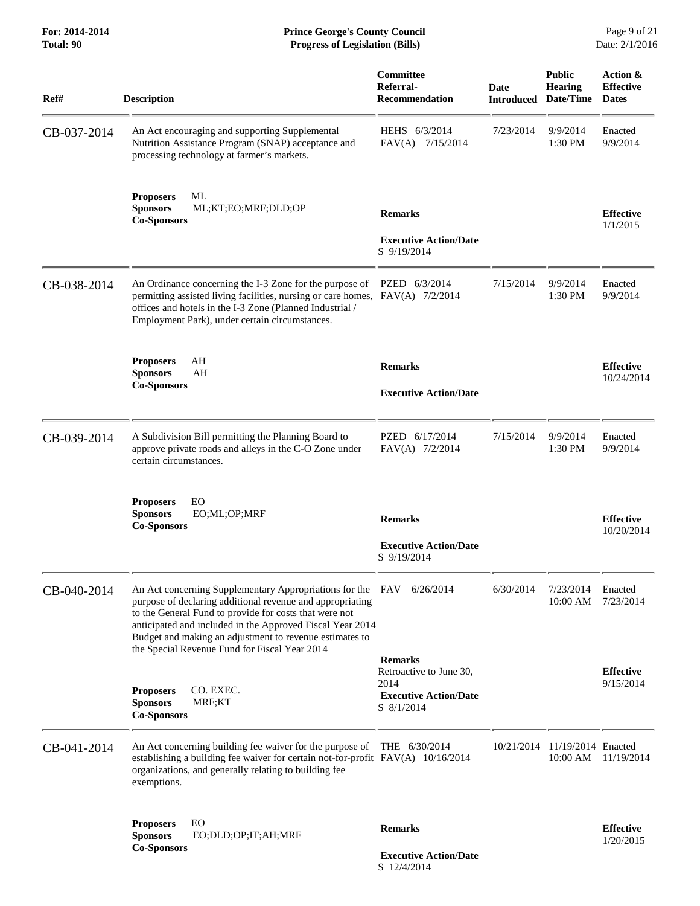| Ref# | Description | Committee Referral-Recommendation | Date Introduced | Public Hearing Date/Time | Action & Effective Dates |
|---|---|---|---|---|---|
| CB-037-2014 | An Act encouraging and supporting Supplemental Nutrition Assistance Program (SNAP) acceptance and processing technology at farmer's markets. | HEHS 6/3/2014<br>FAV(A) 7/15/2014 | 7/23/2014 | 9/9/2014<br>1:30 PM | Enacted<br>9/9/2014 |
| | **Proposers** ML<br>**Sponsors** ML;KT;EO;MRF;DLD;OP<br>**Co-Sponsors** | **Remarks**<br><br>**Executive Action/Date**<br>S 9/19/2014 | | | **Effective**<br>1/1/2015 |
| CB-038-2014 | An Ordinance concerning the I-3 Zone for the purpose of permitting assisted living facilities, nursing or care homes, offices and hotels in the I-3 Zone (Planned Industrial / Employment Park), under certain circumstances. | PZED 6/3/2014<br>FAV(A) 7/2/2014 | 7/15/2014 | 9/9/2014<br>1:30 PM | Enacted<br>9/9/2014 |
| | **Proposers** AH<br>**Sponsors** AH<br>**Co-Sponsors** | **Remarks**<br><br>**Executive Action/Date** | | | **Effective**<br>10/24/2014 |
| CB-039-2014 | A Subdivision Bill permitting the Planning Board to approve private roads and alleys in the C-O Zone under certain circumstances. | PZED 6/17/2014<br>FAV(A) 7/2/2014 | 7/15/2014 | 9/9/2014<br>1:30 PM | Enacted<br>9/9/2014 |
| | **Proposers** EO<br>**Sponsors** EO;ML;OP;MRF<br>**Co-Sponsors** | **Remarks**<br><br>**Executive Action/Date**<br>S 9/19/2014 | | | **Effective**<br>10/20/2014 |
| CB-040-2014 | An Act concerning Supplementary Appropriations for the purpose of declaring additional revenue and appropriating to the General Fund to provide for costs that were not anticipated and included in the Approved Fiscal Year 2014 Budget and making an adjustment to revenue estimates to the Special Revenue Fund for Fiscal Year 2014 | FAV 6/26/2014 | 6/30/2014 | 7/23/2014<br>10:00 AM | Enacted<br>7/23/2014 |
| | **Proposers** CO. EXEC.<br>**Sponsors** MRF;KT<br>**Co-Sponsors** | **Remarks**<br>Retroactive to June 30, 2014<br>**Executive Action/Date**<br>S 8/1/2014 | | | **Effective**<br>9/15/2014 |
| CB-041-2014 | An Act concerning building fee waiver for the purpose of establishing a building fee waiver for certain not-for-profit organizations, and generally relating to building fee exemptions. | THE 6/30/2014<br>FAV(A) 10/16/2014 | 10/21/2014 | 11/19/2014<br>10:00 AM | Enacted<br>11/19/2014 |
| | **Proposers** EO<br>**Sponsors** EO;DLD;OP;IT;AH;MRF<br>**Co-Sponsors** | **Remarks**<br><br>**Executive Action/Date**<br>S 12/4/2014 | | | **Effective**<br>1/20/2015 |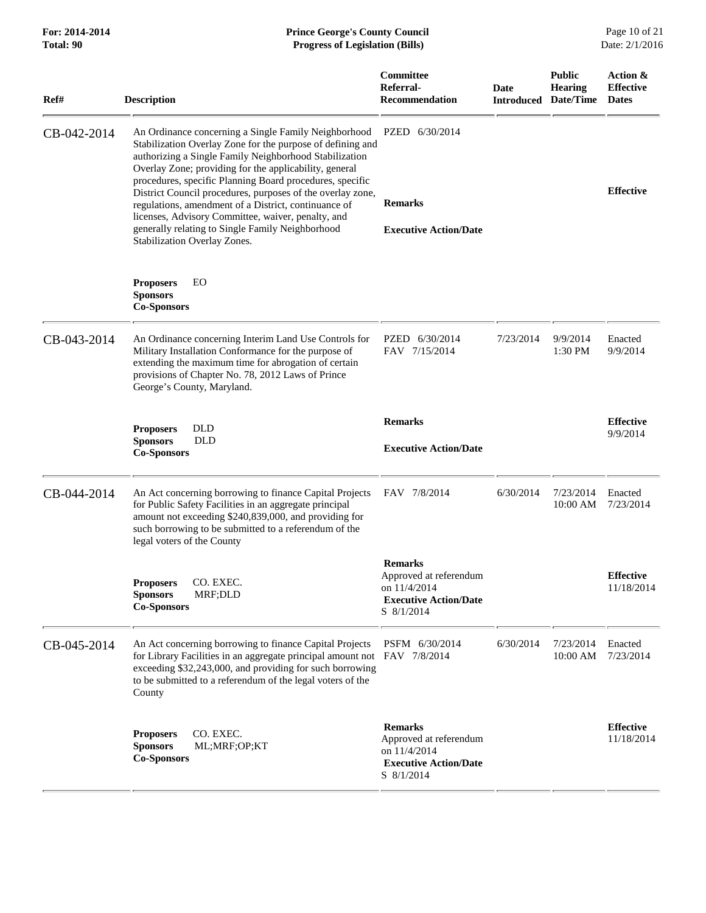| Ref# | Description | Committee Referral-Recommendation | Date Introduced | Public Hearing Date/Time | Action & Effective Dates |
|---|---|---|---|---|---|
| CB-042-2014 | An Ordinance concerning a Single Family Neighborhood Stabilization Overlay Zone for the purpose of defining and authorizing a Single Family Neighborhood Stabilization Overlay Zone; providing for the applicability, general procedures, specific Planning Board procedures, specific District Council procedures, purposes of the overlay zone, regulations, amendment of a District, continuance of licenses, Advisory Committee, waiver, penalty, and generally relating to Single Family Neighborhood Stabilization Overlay Zones. | PZED 6/30/2014 | | | |
| | **Proposers** EO<br>**Sponsors**<br>**Co-Sponsors** | **Remarks**<br><br>**Executive Action/Date** | | | **Effective** |
| CB-043-2014 | An Ordinance concerning Interim Land Use Controls for Military Installation Conformance for the purpose of extending the maximum time for abrogation of certain provisions of Chapter No. 78, 2012 Laws of Prince George's County, Maryland. | PZED 6/30/2014<br>FAV 7/15/2014 | 7/23/2014 | 9/9/2014 1:30 PM | Enacted 9/9/2014 |
| | **Proposers** DLD<br>**Sponsors** DLD<br>**Co-Sponsors** | **Remarks**<br><br>**Executive Action/Date** | | | **Effective** 9/9/2014 |
| CB-044-2014 | An Act concerning borrowing to finance Capital Projects for Public Safety Facilities in an aggregate principal amount not exceeding $240,839,000, and providing for such borrowing to be submitted to a referendum of the legal voters of the County | FAV 7/8/2014 | 6/30/2014 | 7/23/2014 10:00 AM | Enacted 7/23/2014 |
| | **Proposers** CO. EXEC.<br>**Sponsors** MRF;DLD<br>**Co-Sponsors** | **Remarks**<br>Approved at referendum on 11/4/2014<br>**Executive Action/Date**<br>S 8/1/2014 | | | **Effective** 11/18/2014 |
| CB-045-2014 | An Act concerning borrowing to finance Capital Projects for Library Facilities in an aggregate principal amount not exceeding $32,243,000, and providing for such borrowing to be submitted to a referendum of the legal voters of the County | PSFM 6/30/2014<br>FAV 7/8/2014 | 6/30/2014 | 7/23/2014 10:00 AM | Enacted 7/23/2014 |
| | **Proposers** CO. EXEC.<br>**Sponsors** ML;MRF;OP;KT<br>**Co-Sponsors** | **Remarks**<br>Approved at referendum on 11/4/2014<br>**Executive Action/Date**<br>S 8/1/2014 | | | **Effective** 11/18/2014 |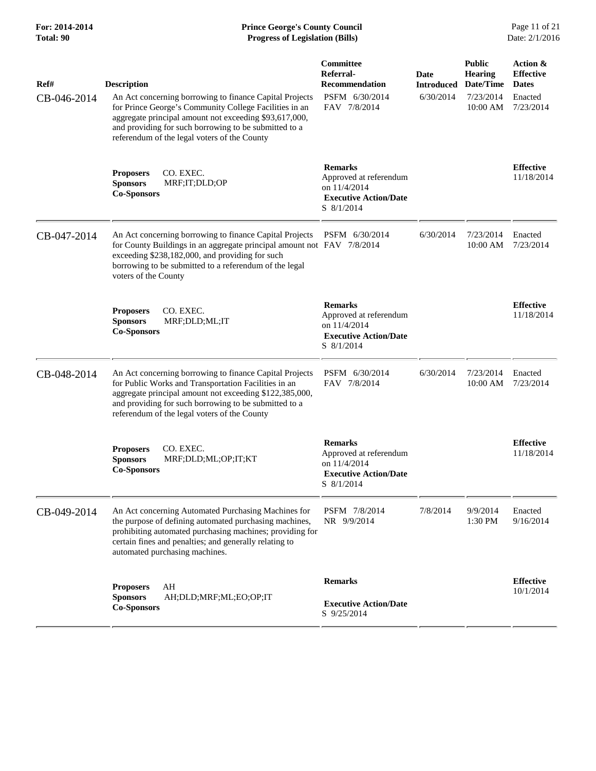| Ref# | Description | Committee Referral-Recommendation | Date Introduced | Public Hearing Date/Time | Action & Effective Dates |
|---|---|---|---|---|---|
| CB-046-2014 | An Act concerning borrowing to finance Capital Projects for Prince George's Community College Facilities in an aggregate principal amount not exceeding $93,617,000, and providing for such borrowing to be submitted to a referendum of the legal voters of the County | PSFM 6/30/2014<br>FAV 7/8/2014 | 6/30/2014 | 7/23/2014<br>10:00 AM | Enacted<br>7/23/2014 |
| | **Proposers** CO. EXEC.<br>**Sponsors** MRF;IT;DLD;OP<br>**Co-Sponsors** | **Remarks**<br>Approved at referendum on 11/4/2014<br>**Executive Action/Date**<br>S 8/1/2014 | | | **Effective**<br>11/18/2014 |
| CB-047-2014 | An Act concerning borrowing to finance Capital Projects for County Buildings in an aggregate principal amount not exceeding $238,182,000, and providing for such borrowing to be submitted to a referendum of the legal voters of the County | PSFM 6/30/2014<br>FAV 7/8/2014 | 6/30/2014 | 7/23/2014<br>10:00 AM | Enacted<br>7/23/2014 |
| | **Proposers** CO. EXEC.<br>**Sponsors** MRF;DLD;ML;IT<br>**Co-Sponsors** | **Remarks**<br>Approved at referendum on 11/4/2014<br>**Executive Action/Date**<br>S 8/1/2014 | | | **Effective**<br>11/18/2014 |
| CB-048-2014 | An Act concerning borrowing to finance Capital Projects for Public Works and Transportation Facilities in an aggregate principal amount not exceeding $122,385,000, and providing for such borrowing to be submitted to a referendum of the legal voters of the County | PSFM 6/30/2014<br>FAV 7/8/2014 | 6/30/2014 | 7/23/2014<br>10:00 AM | Enacted<br>7/23/2014 |
| | **Proposers** CO. EXEC.<br>**Sponsors** MRF;DLD;ML;OP;IT;KT<br>**Co-Sponsors** | **Remarks**<br>Approved at referendum on 11/4/2014<br>**Executive Action/Date**<br>S 8/1/2014 | | | **Effective**<br>11/18/2014 |
| CB-049-2014 | An Act concerning Automated Purchasing Machines for the purpose of defining automated purchasing machines, prohibiting automated purchasing machines; providing for certain fines and penalties; and generally relating to automated purchasing machines. | PSFM 7/8/2014<br>NR 9/9/2014 | 7/8/2014 | 9/9/2014<br>1:30 PM | Enacted<br>9/16/2014 |
| | **Proposers** AH<br>**Sponsors** AH;DLD;MRF;ML;EO;OP;IT<br>**Co-Sponsors** | **Remarks**<br>**Executive Action/Date**<br>S 9/25/2014 | | | **Effective**<br>10/1/2014 |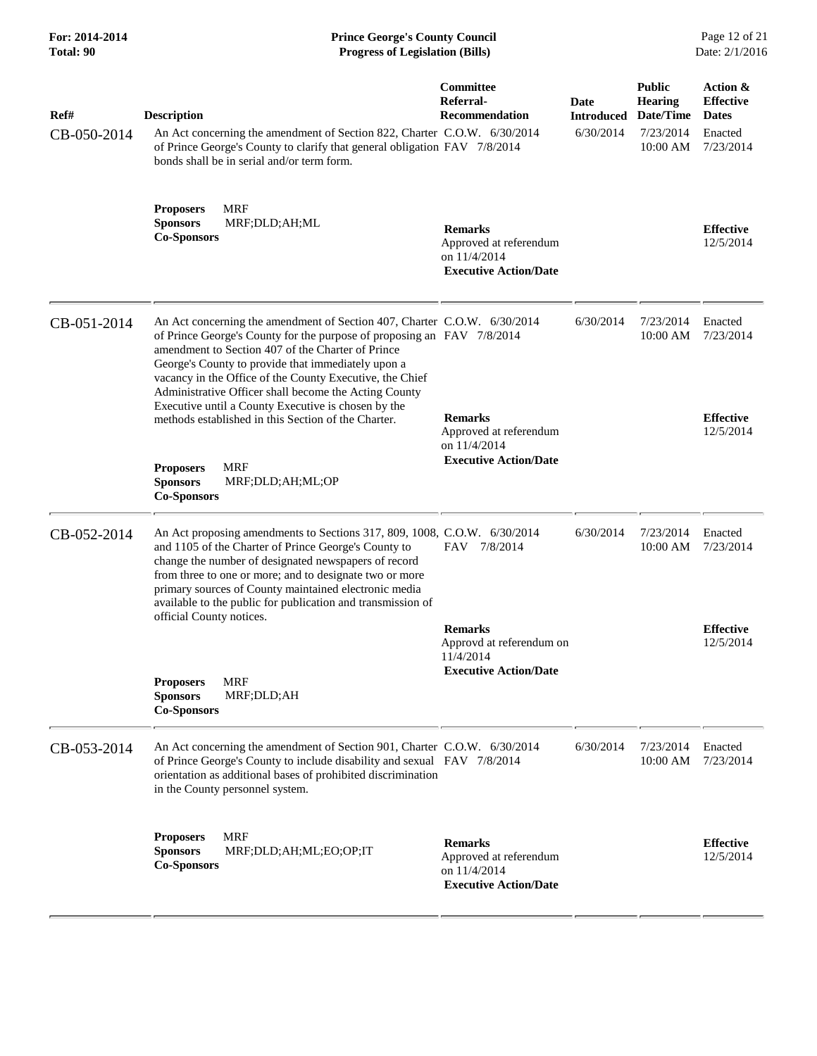| Ref# | Description | Committee Referral-Recommendation | Date Introduced | Public Hearing Date/Time | Action & Effective Dates |
|---|---|---|---|---|---|
| CB-050-2014 | An Act concerning the amendment of Section 822, Charter of Prince George's County to clarify that general obligation bonds shall be in serial and/or term form.<br><br>**Proposers** MRF<br>**Sponsors** MRF;DLD;AH;ML<br>**Co-Sponsors** | C.O.W. 6/30/2014<br>FAV 7/8/2014<br><br>**Remarks**<br>Approved at referendum on 11/4/2014<br>**Executive Action/Date** | 6/30/2014 | 7/23/2014 10:00 AM | Enacted 7/23/2014<br><br>**Effective** 12/5/2014 |
| CB-051-2014 | An Act concerning the amendment of Section 407, Charter of Prince George's County for the purpose of proposing an amendment to Section 407 of the Charter of Prince George's County to provide that immediately upon a vacancy in the Office of the County Executive, the Chief Administrative Officer shall become the Acting County Executive until a County Executive is chosen by the methods established in this Section of the Charter.<br><br>**Proposers** MRF<br>**Sponsors** MRF;DLD;AH;ML;OP<br>**Co-Sponsors** | C.O.W. 6/30/2014<br>FAV 7/8/2014<br><br>**Remarks**<br>Approved at referendum on 11/4/2014<br>**Executive Action/Date** | 6/30/2014 | 7/23/2014 10:00 AM | Enacted 7/23/2014<br><br>**Effective** 12/5/2014 |
| CB-052-2014 | An Act proposing amendments to Sections 317, 809, 1008, and 1105 of the Charter of Prince George's County to change the number of designated newspapers of record from three to one or more; and to designate two or more primary sources of County maintained electronic media available to the public for publication and transmission of official County notices.<br><br>**Proposers** MRF<br>**Sponsors** MRF;DLD;AH<br>**Co-Sponsors** | C.O.W. 6/30/2014<br>FAV 7/8/2014<br><br>**Remarks**<br>Approvd at referendum on 11/4/2014<br>**Executive Action/Date** | 6/30/2014 | 7/23/2014 10:00 AM | Enacted 7/23/2014<br><br>**Effective** 12/5/2014 |
| CB-053-2014 | An Act concerning the amendment of Section 901, Charter of Prince George's County to include disability and sexual orientation as additional bases of prohibited discrimination in the County personnel system.<br><br>**Proposers** MRF<br>**Sponsors** MRF;DLD;AH;ML;EO;OP;IT<br>**Co-Sponsors** | C.O.W. 6/30/2014<br>FAV 7/8/2014<br><br>**Remarks**<br>Approved at referendum on 11/4/2014<br>**Executive Action/Date** | 6/30/2014 | 7/23/2014 10:00 AM | Enacted 7/23/2014<br><br>**Effective** 12/5/2014 |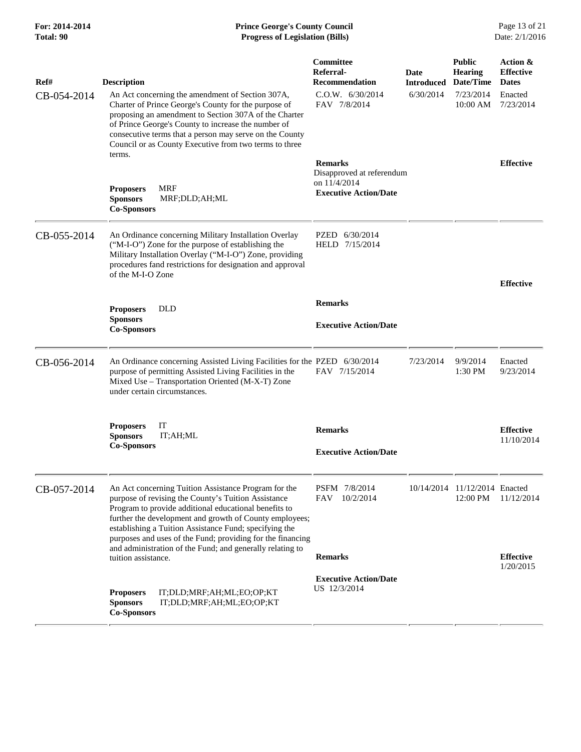| Ref# | Description | Committee Referral-Recommendation | Date Introduced | Public Hearing Date/Time | Action & Effective Dates |
|---|---|---|---|---|---|
| CB-054-2014 | An Act concerning the amendment of Section 307A, Charter of Prince George's County for the purpose of proposing an amendment to Section 307A of the Charter of Prince George's County to increase the number of consecutive terms that a person may serve on the County Council or as County Executive from two terms to three terms. | C.O.W. 6/30/2014<br>FAV 7/8/2014 | 6/30/2014 | 7/23/2014<br>10:00 AM | Enacted<br>7/23/2014 |
| | **Proposers** MRF<br>**Sponsors** MRF;DLD;AH;ML<br>**Co-Sponsors** | **Remarks**<br>Disapproved at referendum on 11/4/2014<br>**Executive Action/Date** | | | **Effective** |
| CB-055-2014 | An Ordinance concerning Military Installation Overlay ("M-I-O") Zone for the purpose of establishing the Military Installation Overlay ("M-I-O") Zone, providing procedures fand restrictions for designation and approval of the M-I-O Zone | PZED 6/30/2014<br>HELD 7/15/2014 | | | |
| | **Proposers** DLD<br>**Sponsors**<br>**Co-Sponsors** | **Remarks**<br>**Executive Action/Date** | | | **Effective** |
| CB-056-2014 | An Ordinance concerning Assisted Living Facilities for the purpose of permitting Assisted Living Facilities in the Mixed Use – Transportation Oriented (M-X-T) Zone under certain circumstances. | PZED 6/30/2014<br>FAV 7/15/2014 | 7/23/2014 | 9/9/2014<br>1:30 PM | Enacted<br>9/23/2014 |
| | **Proposers** IT<br>**Sponsors** IT;AH;ML<br>**Co-Sponsors** | **Remarks**<br>**Executive Action/Date** | | | **Effective**<br>11/10/2014 |
| CB-057-2014 | An Act concerning Tuition Assistance Program for the purpose of revising the County's Tuition Assistance Program to provide additional educational benefits to further the development and growth of County employees; establishing a Tuition Assistance Fund; specifying the purposes and uses of the Fund; providing for the financing and administration of the Fund; and generally relating to tuition assistance. | PSFM 7/8/2014<br>FAV 10/2/2014 | 10/14/2014 | 11/12/2014<br>12:00 PM | Enacted<br>11/12/2014 |
| | **Proposers** IT;DLD;MRF;AH;ML;EO;OP;KT<br>**Sponsors** IT;DLD;MRF;AH;ML;EO;OP;KT<br>**Co-Sponsors** | **Remarks**<br>**Executive Action/Date**<br>US 12/3/2014 | | | **Effective**<br>1/20/2015 |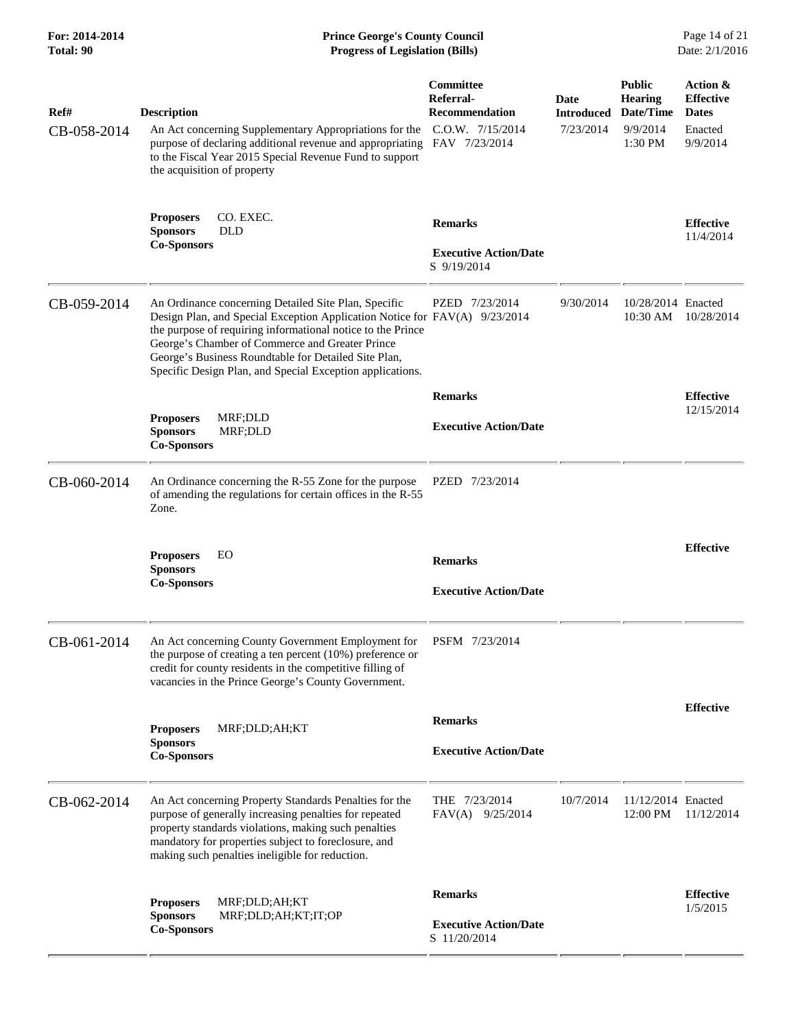| Ref# | Description | Committee Referral-Recommendation | Date Introduced | Public Hearing Date/Time | Action & Effective Dates |
|---|---|---|---|---|---|
| CB-058-2014 | An Act concerning Supplementary Appropriations for the purpose of declaring additional revenue and appropriating to the Fiscal Year 2015 Special Revenue Fund to support the acquisition of property | C.O.W. 7/15/2014<br>FAV 7/23/2014 | 7/23/2014 | 9/9/2014<br>1:30 PM | Enacted<br>9/9/2014 |
| | **Proposers** CO. EXEC.<br>**Sponsors** DLD<br>**Co-Sponsors** | **Remarks**<br><br>**Executive Action/Date**<br>S 9/19/2014 | | | **Effective**<br>11/4/2014 |
| CB-059-2014 | An Ordinance concerning Detailed Site Plan, Specific Design Plan, and Special Exception Application Notice for the purpose of requiring informational notice to the Prince George's Chamber of Commerce and Greater Prince George's Business Roundtable for Detailed Site Plan, Specific Design Plan, and Special Exception applications. | PZED 7/23/2014<br>FAV(A) 9/23/2014 | 9/30/2014 | 10/28/2014<br>10:30 AM | Enacted<br>10/28/2014 |
| | **Proposers** MRF;DLD<br>**Sponsors** MRF;DLD<br>**Co-Sponsors** | **Remarks**<br><br>**Executive Action/Date** | | | **Effective**<br>12/15/2014 |
| CB-060-2014 | An Ordinance concerning the R-55 Zone for the purpose of amending the regulations for certain offices in the R-55 Zone. | PZED 7/23/2014 | | | |
| | **Proposers** EO<br>**Sponsors**<br>**Co-Sponsors** | **Remarks**<br><br>**Executive Action/Date** | | | **Effective** |
| CB-061-2014 | An Act concerning County Government Employment for the purpose of creating a ten percent (10%) preference or credit for county residents in the competitive filling of vacancies in the Prince George's County Government. | PSFM 7/23/2014 | | | |
| | **Proposers** MRF;DLD;AH;KT<br>**Sponsors**<br>**Co-Sponsors** | **Remarks**<br><br>**Executive Action/Date** | | | **Effective** |
| CB-062-2014 | An Act concerning Property Standards Penalties for the purpose of generally increasing penalties for repeated property standards violations, making such penalties mandatory for properties subject to foreclosure, and making such penalties ineligible for reduction. | THE 7/23/2014<br>FAV(A) 9/25/2014 | 10/7/2014 | 11/12/2014<br>12:00 PM | Enacted<br>11/12/2014 |
| | **Proposers** MRF;DLD;AH;KT<br>**Sponsors** MRF;DLD;AH;KT;IT;OP<br>**Co-Sponsors** | **Remarks**<br><br>**Executive Action/Date**<br>S 11/20/2014 | | | **Effective**<br>1/5/2015 |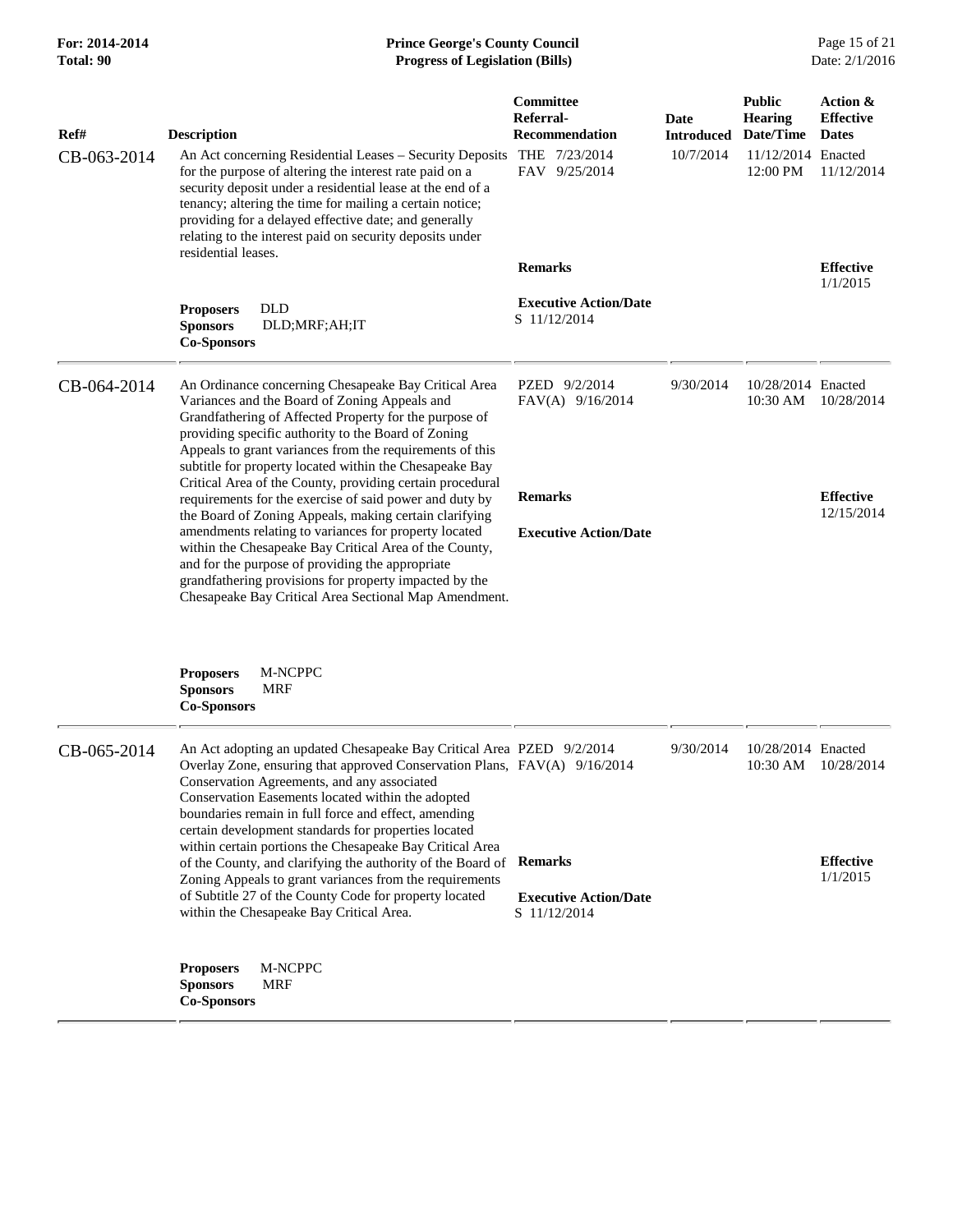| Ref# | Description | Committee Referral-Recommendation | Date Introduced | Public Hearing Date/Time | Action & Effective Dates |
|---|---|---|---|---|---|
| CB-063-2014 | An Act concerning Residential Leases – Security Deposits for the purpose of altering the interest rate paid on a security deposit under a residential lease at the end of a tenancy; altering the time for mailing a certain notice; providing for a delayed effective date; and generally relating to the interest paid on security deposits under residential leases. | THE 7/23/2014<br>FAV 9/25/2014 | 10/7/2014 | 11/12/2014 12:00 PM | Enacted 11/12/2014 |
| | | **Remarks** | | | **Effective** 1/1/2015 |
| | **Proposers** DLD<br>**Sponsors** DLD;MRF;AH;IT<br>**Co-Sponsors** | **Executive Action/Date**<br>S 11/12/2014 | | | |
| CB-064-2014 | An Ordinance concerning Chesapeake Bay Critical Area Variances and the Board of Zoning Appeals and Grandfathering of Affected Property for the purpose of providing specific authority to the Board of Zoning Appeals to grant variances from the requirements of this subtitle for property located within the Chesapeake Bay Critical Area of the County, providing certain procedural requirements for the exercise of said power and duty by the Board of Zoning Appeals, making certain clarifying amendments relating to variances for property located within the Chesapeake Bay Critical Area of the County, and for the purpose of providing the appropriate grandfathering provisions for property impacted by the Chesapeake Bay Critical Area Sectional Map Amendment. | PZED 9/2/2014<br>FAV(A) 9/16/2014 | 9/30/2014 | 10/28/2014 10:30 AM | Enacted 10/28/2014 |
| | | **Remarks** | | | **Effective** 12/15/2014 |
| | **Proposers** M-NCPPC<br>**Sponsors** MRF<br>**Co-Sponsors** | **Executive Action/Date** | | | |
| CB-065-2014 | An Act adopting an updated Chesapeake Bay Critical Area Overlay Zone, ensuring that approved Conservation Plans, Conservation Agreements, and any associated Conservation Easements located within the adopted boundaries remain in full force and effect, amending certain development standards for properties located within certain portions the Chesapeake Bay Critical Area of the County, and clarifying the authority of the Board of Zoning Appeals to grant variances from the requirements of Subtitle 27 of the County Code for property located within the Chesapeake Bay Critical Area. | PZED 9/2/2014<br>FAV(A) 9/16/2014 | 9/30/2014 | 10/28/2014 10:30 AM | Enacted 10/28/2014 |
| | | **Remarks** | | | **Effective** 1/1/2015 |
| | **Proposers** M-NCPPC<br>**Sponsors** MRF<br>**Co-Sponsors** | **Executive Action/Date**<br>S 11/12/2014 | | | |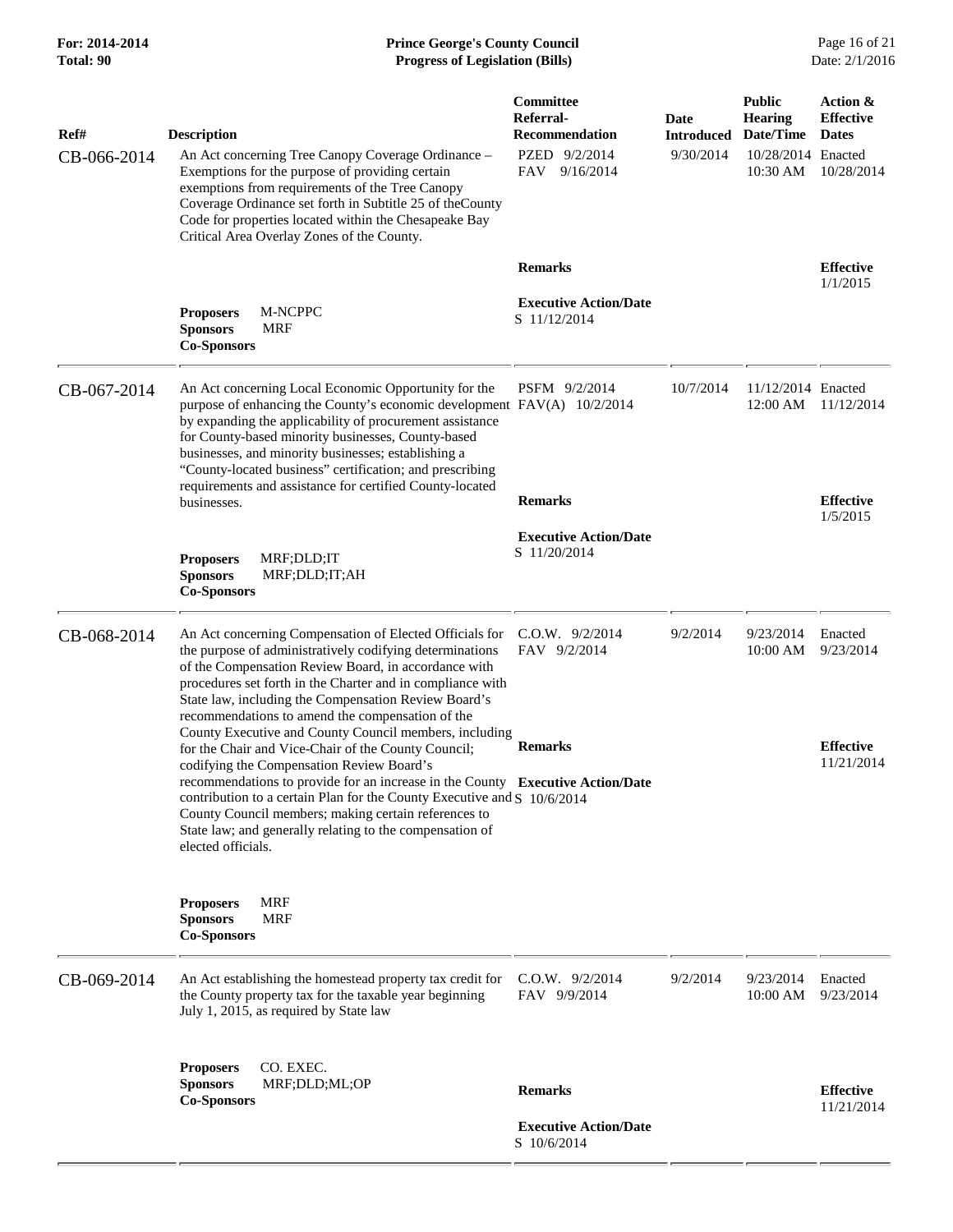| Ref# | Description | Committee Referral-Recommendation | Date Introduced | Public Hearing Date/Time | Action & Effective Dates |
|---|---|---|---|---|---|
| CB-066-2014 | An Act concerning Tree Canopy Coverage Ordinance – Exemptions for the purpose of providing certain exemptions from requirements of the Tree Canopy Coverage Ordinance set forth in Subtitle 25 of theCounty Code for properties located within the Chesapeake Bay Critical Area Overlay Zones of the County. | PZED 9/2/2014<br>FAV 9/16/2014 | 9/30/2014 | 10/28/2014<br>10:30 AM | Enacted<br>10/28/2014 |
| | **Proposers** M-NCPPC<br>**Sponsors** MRF<br>**Co-Sponsors** | **Remarks**<br><br>**Executive Action/Date**<br>S 11/12/2014 | | | **Effective**<br>1/1/2015 |
| CB-067-2014 | An Act concerning Local Economic Opportunity for the purpose of enhancing the County's economic development by expanding the applicability of procurement assistance for County-based minority businesses, County-based businesses, and minority businesses; establishing a "County-located business" certification; and prescribing requirements and assistance for certified County-located businesses. | PSFM 9/2/2014<br>FAV(A) 10/2/2014 | 10/7/2014 | 11/12/2014<br>12:00 AM | Enacted<br>11/12/2014 |
| | **Proposers** MRF;DLD;IT<br>**Sponsors** MRF;DLD;IT;AH<br>**Co-Sponsors** | **Remarks**<br><br>**Executive Action/Date**<br>S 11/20/2014 | | | **Effective**<br>1/5/2015 |
| CB-068-2014 | An Act concerning Compensation of Elected Officials for the purpose of administratively codifying determinations of the Compensation Review Board, in accordance with procedures set forth in the Charter and in compliance with State law, including the Compensation Review Board's recommendations to amend the compensation of the County Executive and County Council members, including for the Chair and Vice-Chair of the County Council; codifying the Compensation Review Board's recommendations to provide for an increase in the County contribution to a certain Plan for the County Executive and County Council members; making certain references to State law; and generally relating to the compensation of elected officials. | C.O.W. 9/2/2014<br>FAV 9/2/2014 | 9/2/2014 | 9/23/2014<br>10:00 AM | Enacted<br>9/23/2014 |
| | **Proposers** MRF<br>**Sponsors** MRF<br>**Co-Sponsors** | **Remarks**<br><br>**Executive Action/Date**<br>S 10/6/2014 | | | **Effective**<br>11/21/2014 |
| CB-069-2014 | An Act establishing the homestead property tax credit for the County property tax for the taxable year beginning July 1, 2015, as required by State law | C.O.W. 9/2/2014<br>FAV 9/9/2014 | 9/2/2014 | 9/23/2014<br>10:00 AM | Enacted<br>9/23/2014 |
| | **Proposers** CO. EXEC.<br>**Sponsors** MRF;DLD;ML;OP<br>**Co-Sponsors** | **Remarks**<br><br>**Executive Action/Date**<br>S 10/6/2014 | | | **Effective**<br>11/21/2014 |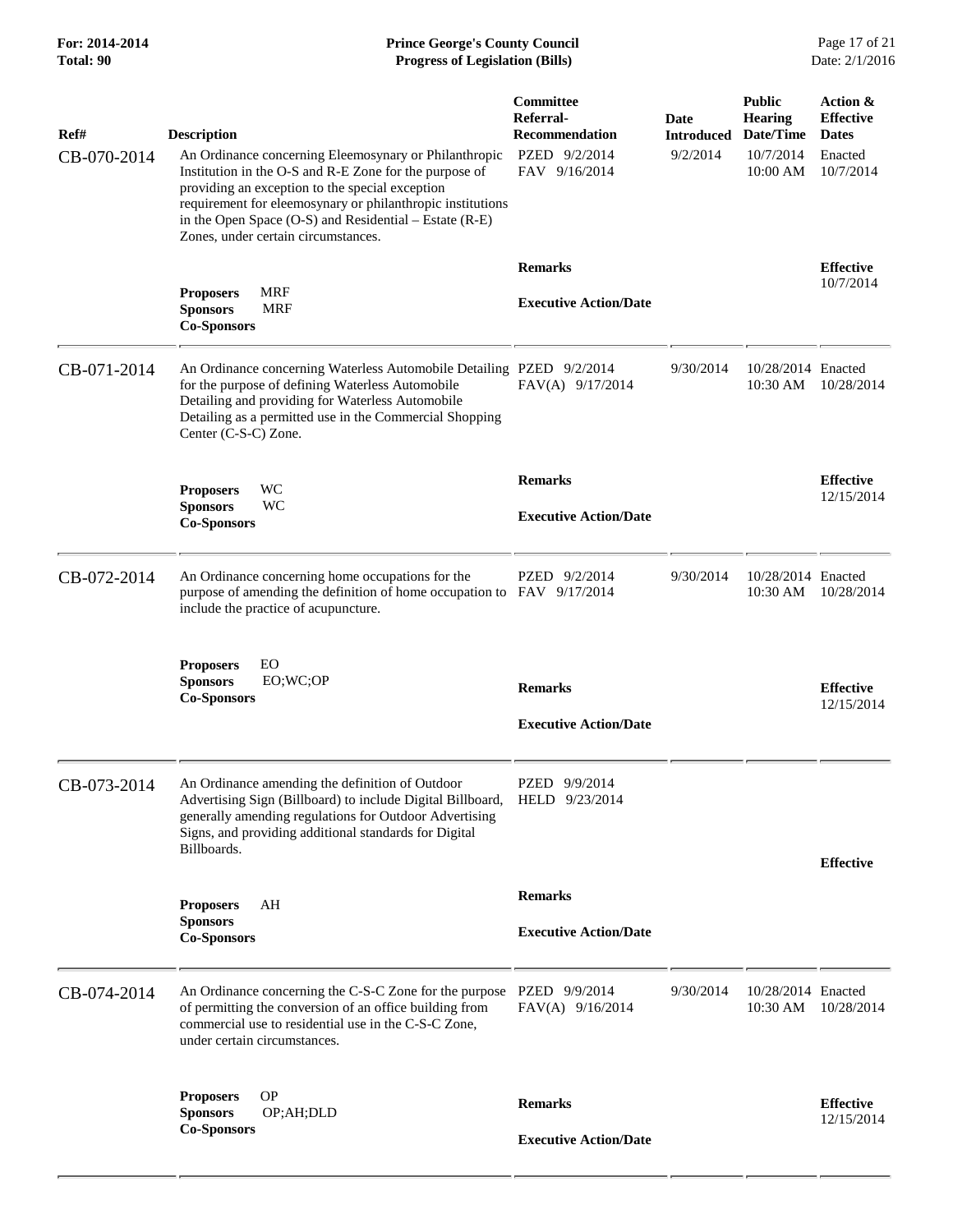| Ref# | Description | Committee Referral-Recommendation | Date Introduced | Public Hearing Date/Time | Action & Effective Dates |
|---|---|---|---|---|---|
| CB-070-2014 | An Ordinance concerning Eleemosynary or Philanthropic Institution in the O-S and R-E Zone for the purpose of providing an exception to the special exception requirement for eleemosynary or philanthropic institutions in the Open Space (O-S) and Residential – Estate (R-E) Zones, under certain circumstances. | PZED 9/2/2014<br>FAV 9/16/2014 | 9/2/2014 | 10/7/2014<br>10:00 AM | Enacted<br>10/7/2014 |
| | **Proposers** MRF<br>**Sponsors** MRF<br>**Co-Sponsors** | **Remarks**<br><br>**Executive Action/Date** | | | **Effective**<br>10/7/2014 |
| CB-071-2014 | An Ordinance concerning Waterless Automobile Detailing for the purpose of defining Waterless Automobile Detailing and providing for Waterless Automobile Detailing as a permitted use in the Commercial Shopping Center (C-S-C) Zone. | PZED 9/2/2014<br>FAV(A) 9/17/2014 | 9/30/2014 | 10/28/2014<br>10:30 AM | Enacted<br>10/28/2014 |
| | **Proposers** WC<br>**Sponsors** WC<br>**Co-Sponsors** | **Remarks**<br><br>**Executive Action/Date** | | | **Effective**<br>12/15/2014 |
| CB-072-2014 | An Ordinance concerning home occupations for the purpose of amending the definition of home occupation to include the practice of acupuncture. | PZED 9/2/2014<br>FAV 9/17/2014 | 9/30/2014 | 10/28/2014<br>10:30 AM | Enacted<br>10/28/2014 |
| | **Proposers** EO<br>**Sponsors** EO;WC;OP<br>**Co-Sponsors** | **Remarks**<br><br>**Executive Action/Date** | | | **Effective**<br>12/15/2014 |
| CB-073-2014 | An Ordinance amending the definition of Outdoor Advertising Sign (Billboard) to include Digital Billboard, generally amending regulations for Outdoor Advertising Signs, and providing additional standards for Digital Billboards. | PZED 9/9/2014<br>HELD 9/23/2014 | | | **Effective** |
| | **Proposers** AH<br>**Sponsors**<br>**Co-Sponsors** | **Remarks**<br><br>**Executive Action/Date** | | | |
| CB-074-2014 | An Ordinance concerning the C-S-C Zone for the purpose of permitting the conversion of an office building from commercial use to residential use in the C-S-C Zone, under certain circumstances. | PZED 9/9/2014<br>FAV(A) 9/16/2014 | 9/30/2014 | 10/28/2014<br>10:30 AM | Enacted<br>10/28/2014 |
| | **Proposers** OP<br>**Sponsors** OP;AH;DLD<br>**Co-Sponsors** | **Remarks**<br><br>**Executive Action/Date** | | | **Effective**<br>12/15/2014 |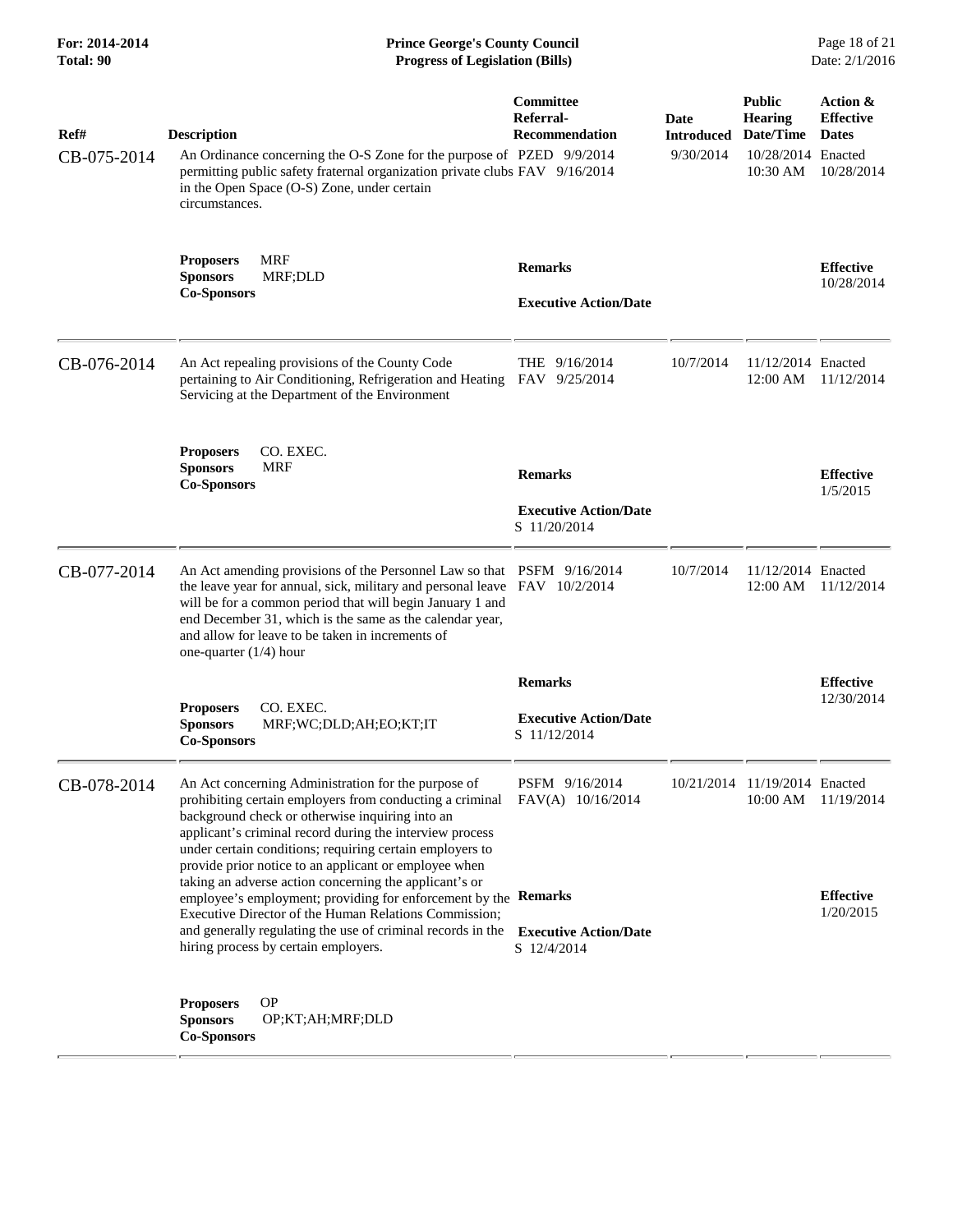| Ref# | Description | Committee Referral-Recommendation | Date Introduced | Public Hearing Date/Time | Action & Effective Dates |
|---|---|---|---|---|---|
| CB-075-2014 | An Ordinance concerning the O-S Zone for the purpose of permitting public safety fraternal organization private clubs in the Open Space (O-S) Zone, under certain circumstances. | PZED 9/9/2014<br>FAV 9/16/2014 | 9/30/2014 | 10/28/2014 10:30 AM | Enacted 10/28/2014 |
| | **Proposers** MRF<br>**Sponsors** MRF;DLD<br>**Co-Sponsors** | **Remarks**<br><br>**Executive Action/Date** | | | **Effective** 10/28/2014 |
| CB-076-2014 | An Act repealing provisions of the County Code pertaining to Air Conditioning, Refrigeration and Heating Servicing at the Department of the Environment | THE 9/16/2014<br>FAV 9/25/2014 | 10/7/2014 | 11/12/2014 12:00 AM | Enacted 11/12/2014 |
| | **Proposers** CO. EXEC.<br>**Sponsors** MRF<br>**Co-Sponsors** | **Remarks**<br><br>**Executive Action/Date**<br>S 11/20/2014 | | | **Effective** 1/5/2015 |
| CB-077-2014 | An Act amending provisions of the Personnel Law so that the leave year for annual, sick, military and personal leave will be for a common period that will begin January 1 and end December 31, which is the same as the calendar year, and allow for leave to be taken in increments of one-quarter (1/4) hour | PSFM 9/16/2014<br>FAV 10/2/2014 | 10/7/2014 | 11/12/2014 12:00 AM | Enacted 11/12/2014 |
| | **Proposers** CO. EXEC.<br>**Sponsors** MRF;WC;DLD;AH;EO;KT;IT<br>**Co-Sponsors** | **Remarks**<br><br>**Executive Action/Date**<br>S 11/12/2014 | | | **Effective** 12/30/2014 |
| CB-078-2014 | An Act concerning Administration for the purpose of prohibiting certain employers from conducting a criminal background check or otherwise inquiring into an applicant's criminal record during the interview process under certain conditions; requiring certain employers to provide prior notice to an applicant or employee when taking an adverse action concerning the applicant's or employee's employment; providing for enforcement by the Executive Director of the Human Relations Commission; and generally regulating the use of criminal records in the hiring process by certain employers. | PSFM 9/16/2014<br>FAV(A) 10/16/2014 | 10/21/2014 | 11/19/2014 10:00 AM | Enacted 11/19/2014 |
| | **Proposers** OP<br>**Sponsors** OP;KT;AH;MRF;DLD<br>**Co-Sponsors** | **Remarks**<br><br>**Executive Action/Date**<br>S 12/4/2014 | | | **Effective** 1/20/2015 |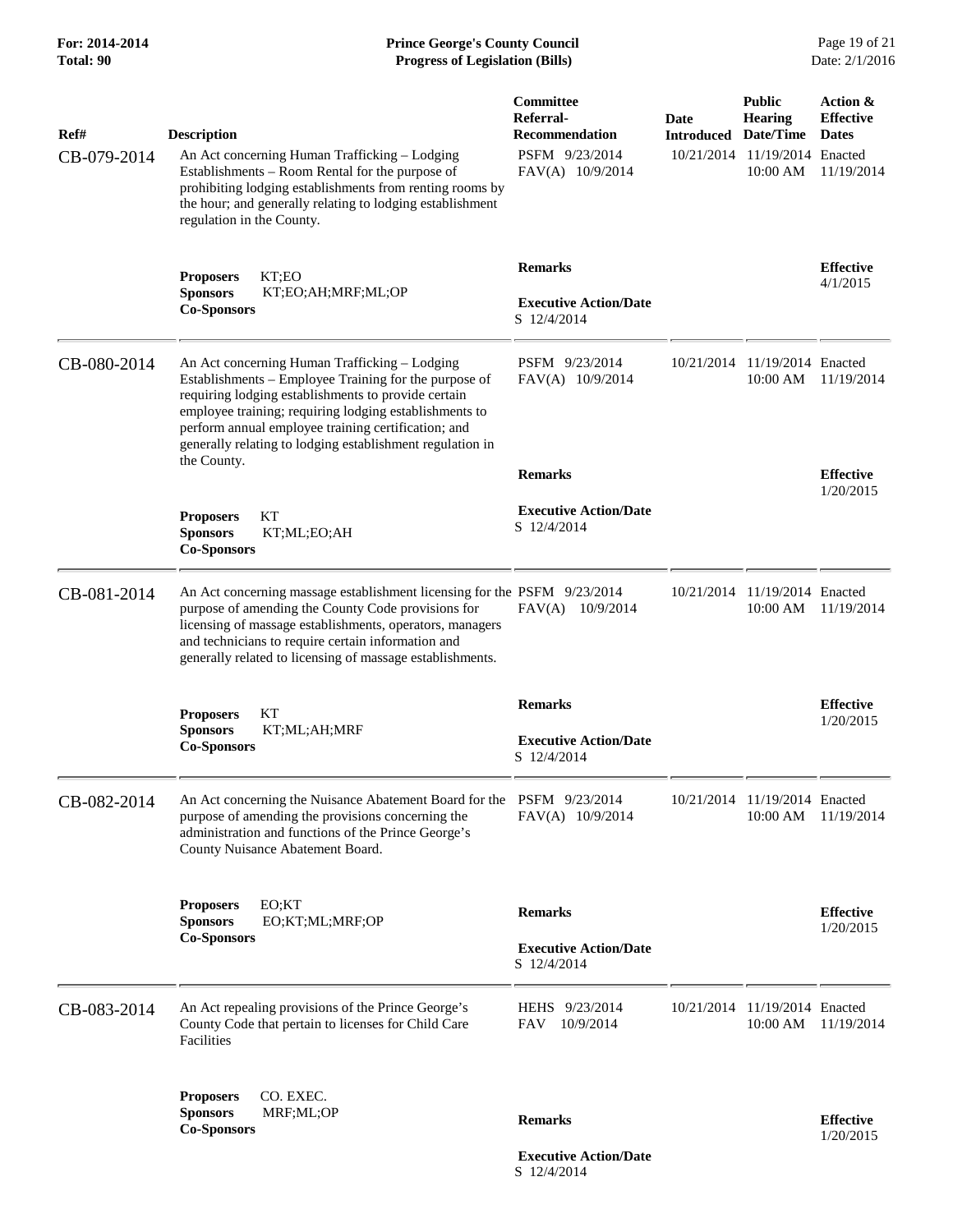| Ref# | Description | Committee Referral-Recommendation | Date Introduced | Public Hearing Date/Time | Action & Effective Dates |
|---|---|---|---|---|---|
| CB-079-2014 | An Act concerning Human Trafficking – Lodging Establishments – Room Rental for the purpose of prohibiting lodging establishments from renting rooms by the hour; and generally relating to lodging establishment regulation in the County. | PSFM 9/23/2014<br>FAV(A) 10/9/2014 | 10/21/2014 | 11/19/2014 10:00 AM | Enacted 11/19/2014 |
| | **Proposers** KT;EO<br>**Sponsors** KT;EO;AH;MRF;ML;OP<br>**Co-Sponsors** | **Remarks**<br><br>**Executive Action/Date**<br>S 12/4/2014 | | | **Effective**<br>4/1/2015 |
| CB-080-2014 | An Act concerning Human Trafficking – Lodging Establishments – Employee Training for the purpose of requiring lodging establishments to provide certain employee training; requiring lodging establishments to perform annual employee training certification; and generally relating to lodging establishment regulation in the County. | PSFM 9/23/2014<br>FAV(A) 10/9/2014 | 10/21/2014 | 11/19/2014 10:00 AM | Enacted 11/19/2014 |
| | **Proposers** KT<br>**Sponsors** KT;ML;EO;AH<br>**Co-Sponsors** | **Remarks**<br><br>**Executive Action/Date**<br>S 12/4/2014 | | | **Effective**<br>1/20/2015 |
| CB-081-2014 | An Act concerning massage establishment licensing for the purpose of amending the County Code provisions for licensing of massage establishments, operators, managers and technicians to require certain information and generally related to licensing of massage establishments. | PSFM 9/23/2014<br>FAV(A) 10/9/2014 | 10/21/2014 | 11/19/2014 10:00 AM | Enacted 11/19/2014 |
| | **Proposers** KT<br>**Sponsors** KT;ML;AH;MRF<br>**Co-Sponsors** | **Remarks**<br><br>**Executive Action/Date**<br>S 12/4/2014 | | | **Effective**<br>1/20/2015 |
| CB-082-2014 | An Act concerning the Nuisance Abatement Board for the purpose of amending the provisions concerning the administration and functions of the Prince George's County Nuisance Abatement Board. | PSFM 9/23/2014<br>FAV(A) 10/9/2014 | 10/21/2014 | 11/19/2014 10:00 AM | Enacted 11/19/2014 |
| | **Proposers** EO;KT<br>**Sponsors** EO;KT;ML;MRF;OP<br>**Co-Sponsors** | **Remarks**<br><br>**Executive Action/Date**<br>S 12/4/2014 | | | **Effective**<br>1/20/2015 |
| CB-083-2014 | An Act repealing provisions of the Prince George's County Code that pertain to licenses for Child Care Facilities | HEHS 9/23/2014<br>FAV 10/9/2014 | 10/21/2014 | 11/19/2014 10:00 AM | Enacted 11/19/2014 |
| | **Proposers** CO. EXEC.<br>**Sponsors** MRF;ML;OP<br>**Co-Sponsors** | **Remarks**<br><br>**Executive Action/Date**<br>S 12/4/2014 | | | **Effective**<br>1/20/2015 |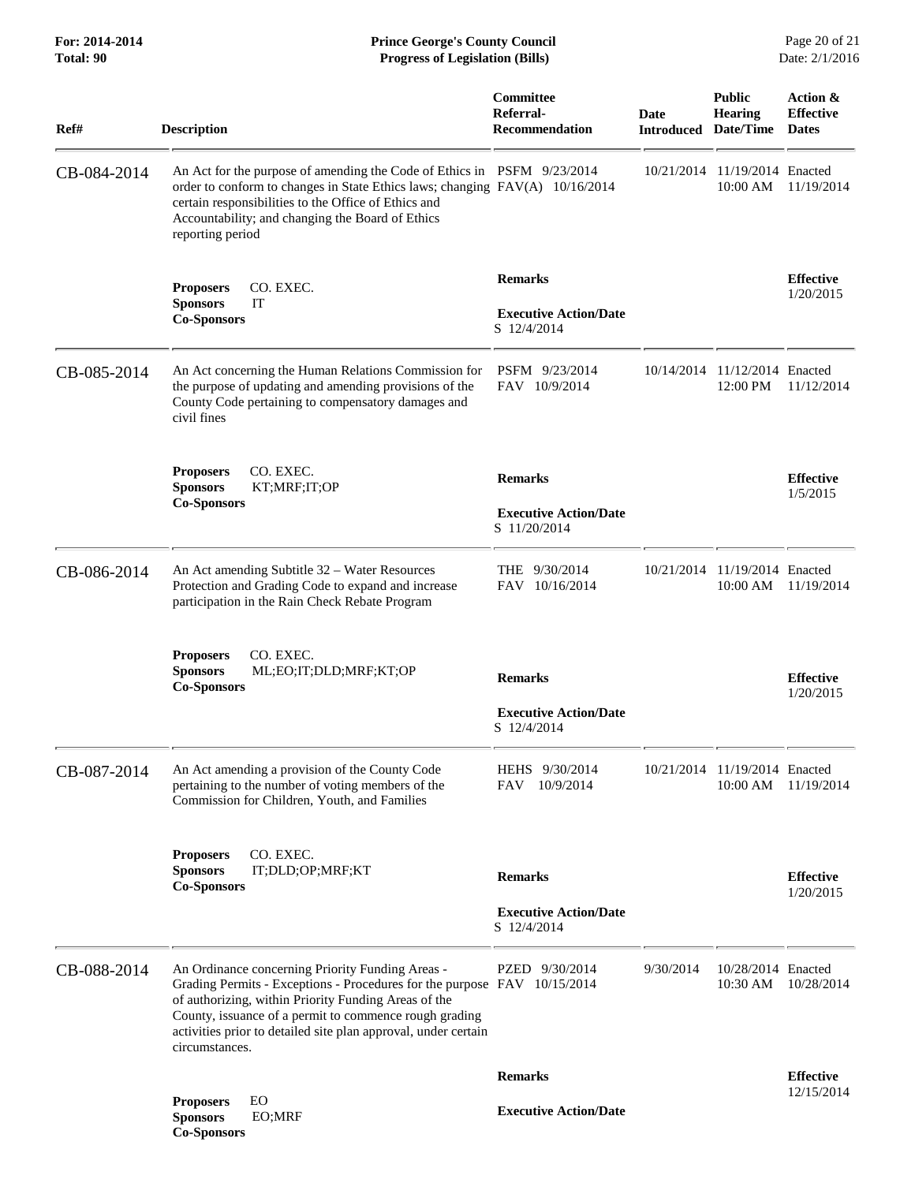| Ref# | Description | Committee Referral-Recommendation | Date Introduced | Public Hearing Date/Time | Action & Effective Dates |
|---|---|---|---|---|---|
| CB-084-2014 | An Act for the purpose of amending the Code of Ethics in order to conform to changes in State Ethics laws; changing certain responsibilities to the Office of Ethics and Accountability; and changing the Board of Ethics reporting period | PSFM 9/23/2014<br>FAV(A) 10/16/2014 | 10/21/2014 | 11/19/2014<br>10:00 AM | Enacted<br>11/19/2014 |
| | **Proposers** CO. EXEC.<br>**Sponsors** IT<br>**Co-Sponsors** | **Remarks**<br><br>**Executive Action/Date**<br>S 12/4/2014 | | | **Effective**<br>1/20/2015 |
| CB-085-2014 | An Act concerning the Human Relations Commission for the purpose of updating and amending provisions of the County Code pertaining to compensatory damages and civil fines | PSFM 9/23/2014<br>FAV 10/9/2014 | 10/14/2014 | 11/12/2014<br>12:00 PM | Enacted<br>11/12/2014 |
| | **Proposers** CO. EXEC.<br>**Sponsors** KT;MRF;IT;OP<br>**Co-Sponsors** | **Remarks**<br><br>**Executive Action/Date**<br>S 11/20/2014 | | | **Effective**<br>1/5/2015 |
| CB-086-2014 | An Act amending Subtitle 32 – Water Resources Protection and Grading Code to expand and increase participation in the Rain Check Rebate Program | THE 9/30/2014<br>FAV 10/16/2014 | 10/21/2014 | 11/19/2014<br>10:00 AM | Enacted<br>11/19/2014 |
| | **Proposers** CO. EXEC.<br>**Sponsors** ML;EO;IT;DLD;MRF;KT;OP<br>**Co-Sponsors** | **Remarks**<br><br>**Executive Action/Date**<br>S 12/4/2014 | | | **Effective**<br>1/20/2015 |
| CB-087-2014 | An Act amending a provision of the County Code pertaining to the number of voting members of the Commission for Children, Youth, and Families | HEHS 9/30/2014<br>FAV 10/9/2014 | 10/21/2014 | 11/19/2014<br>10:00 AM | Enacted<br>11/19/2014 |
| | **Proposers** CO. EXEC.<br>**Sponsors** IT;DLD;OP;MRF;KT<br>**Co-Sponsors** | **Remarks**<br><br>**Executive Action/Date**<br>S 12/4/2014 | | | **Effective**<br>1/20/2015 |
| CB-088-2014 | An Ordinance concerning Priority Funding Areas - Grading Permits - Exceptions - Procedures for the purpose of authorizing, within Priority Funding Areas of the County, issuance of a permit to commence rough grading activities prior to detailed site plan approval, under certain circumstances. | PZED 9/30/2014<br>FAV 10/15/2014 | 9/30/2014 | 10/28/2014<br>10:30 AM | Enacted<br>10/28/2014 |
| | **Proposers** EO<br>**Sponsors** EO;MRF<br>**Co-Sponsors** | **Remarks**<br><br>**Executive Action/Date** | | | **Effective**<br>12/15/2014 |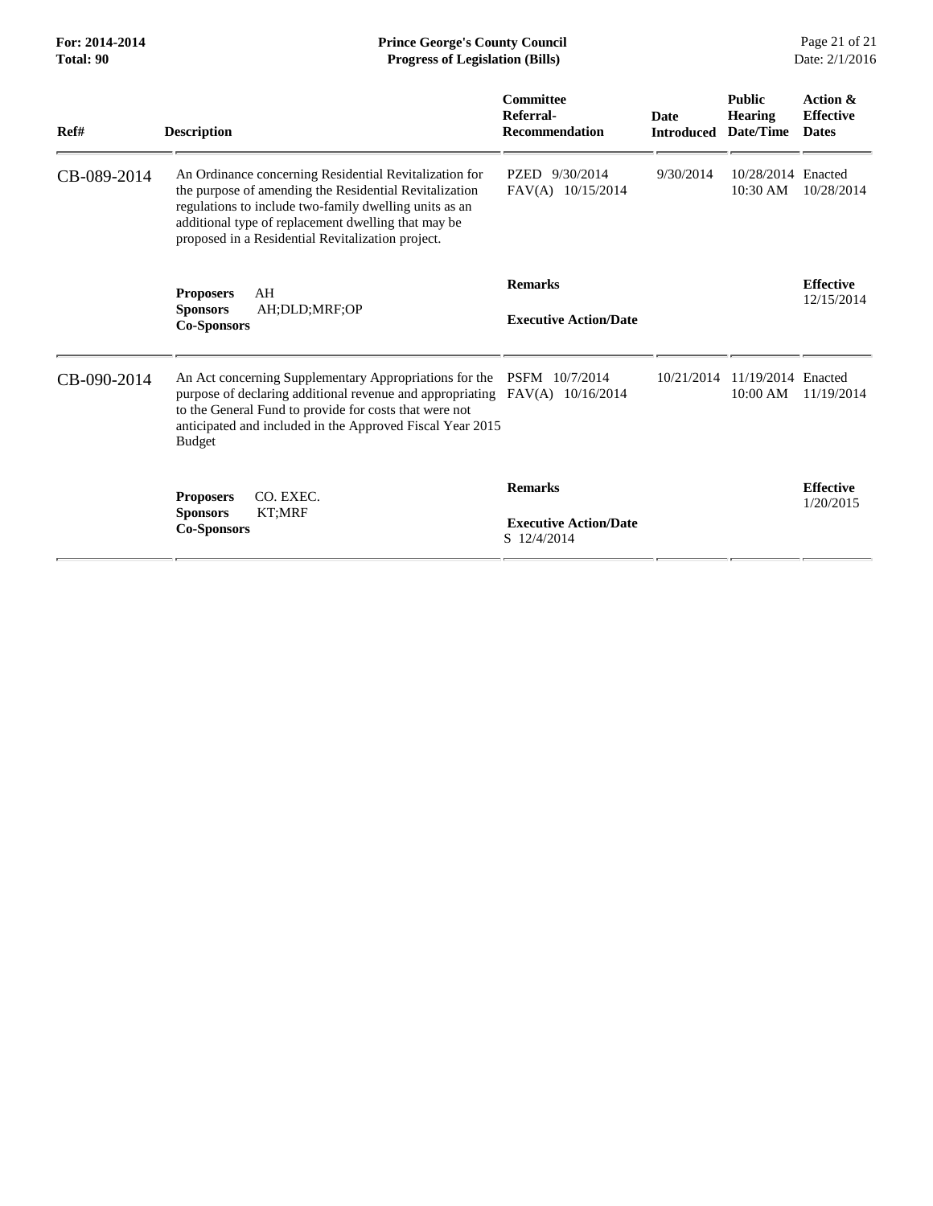| Ref# | Description | Committee Referral-Recommendation | Date Introduced | Public Hearing Date/Time | Action & Effective Dates |
|---|---|---|---|---|---|
| CB-089-2014 | An Ordinance concerning Residential Revitalization for the purpose of amending the Residential Revitalization regulations to include two-family dwelling units as an additional type of replacement dwelling that may be proposed in a Residential Revitalization project. | PZED 9/30/2014<br>FAV(A) 10/15/2014 | 9/30/2014 | 10/28/2014<br>10:30 AM | Enacted<br>10/28/2014 |
| | **Proposers** AH<br>**Sponsors** AH;DLD;MRF;OP<br>**Co-Sponsors** | **Remarks**<br><br>**Executive Action/Date** | | | **Effective**<br>12/15/2014 |
| CB-090-2014 | An Act concerning Supplementary Appropriations for the purpose of declaring additional revenue and appropriating to the General Fund to provide for costs that were not anticipated and included in the Approved Fiscal Year 2015 Budget | PSFM 10/7/2014<br>FAV(A) 10/16/2014 | 10/21/2014 | 11/19/2014<br>10:00 AM | Enacted<br>11/19/2014 |
| | **Proposers** CO. EXEC.<br>**Sponsors** KT;MRF<br>**Co-Sponsors** | **Remarks**<br><br>**Executive Action/Date**<br>S 12/4/2014 | | | **Effective**<br>1/20/2015 |